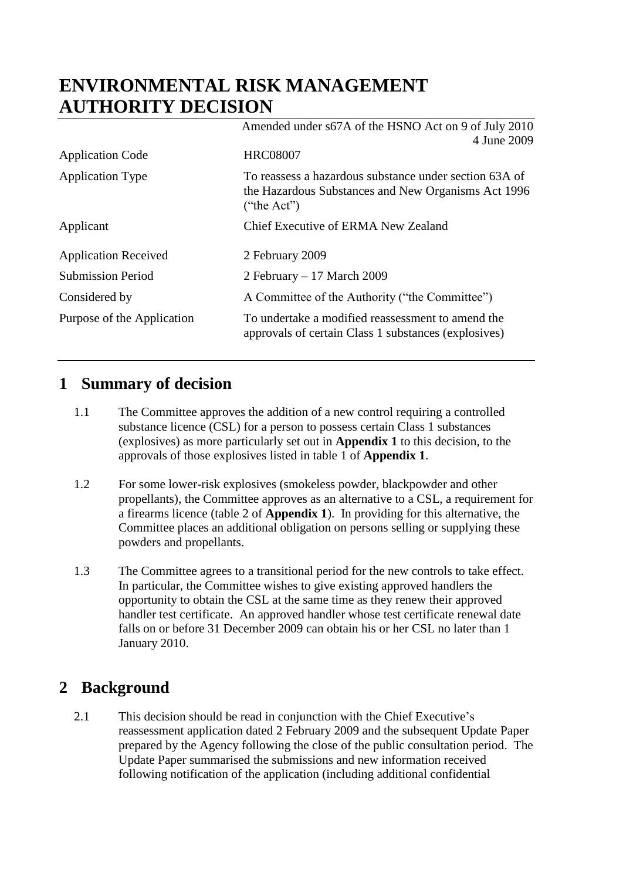# ENVIRONMENTAL RISK MANAGEMENT AUTHORITY DECISION

Amended under s67A of the HSNO Act on 9 of July 2010
4 June 2009

| | |
|---|---|
| Application Code | HRC08007 |
| Application Type | To reassess a hazardous substance under section 63A of the Hazardous Substances and New Organisms Act 1996 ("the Act") |
| Applicant | Chief Executive of ERMA New Zealand |
| Application Received | 2 February 2009 |
| Submission Period | 2 February – 17 March 2009 |
| Considered by | A Committee of the Authority ("the Committee") |
| Purpose of the Application | To undertake a modified reassessment to amend the approvals of certain Class 1 substances (explosives) |

## 1 Summary of decision

1.1 The Committee approves the addition of a new control requiring a controlled substance licence (CSL) for a person to possess certain Class 1 substances (explosives) as more particularly set out in **Appendix 1** to this decision, to the approvals of those explosives listed in table 1 of **Appendix 1**.

1.2 For some lower-risk explosives (smokeless powder, blackpowder and other propellants), the Committee approves as an alternative to a CSL, a requirement for a firearms licence (table 2 of **Appendix 1**). In providing for this alternative, the Committee places an additional obligation on persons selling or supplying these powders and propellants.

1.3 The Committee agrees to a transitional period for the new controls to take effect. In particular, the Committee wishes to give existing approved handlers the opportunity to obtain the CSL at the same time as they renew their approved handler test certificate. An approved handler whose test certificate renewal date falls on or before 31 December 2009 can obtain his or her CSL no later than 1 January 2010.

## 2 Background

2.1 This decision should be read in conjunction with the Chief Executive's reassessment application dated 2 February 2009 and the subsequent Update Paper prepared by the Agency following the close of the public consultation period. The Update Paper summarised the submissions and new information received following notification of the application (including additional confidential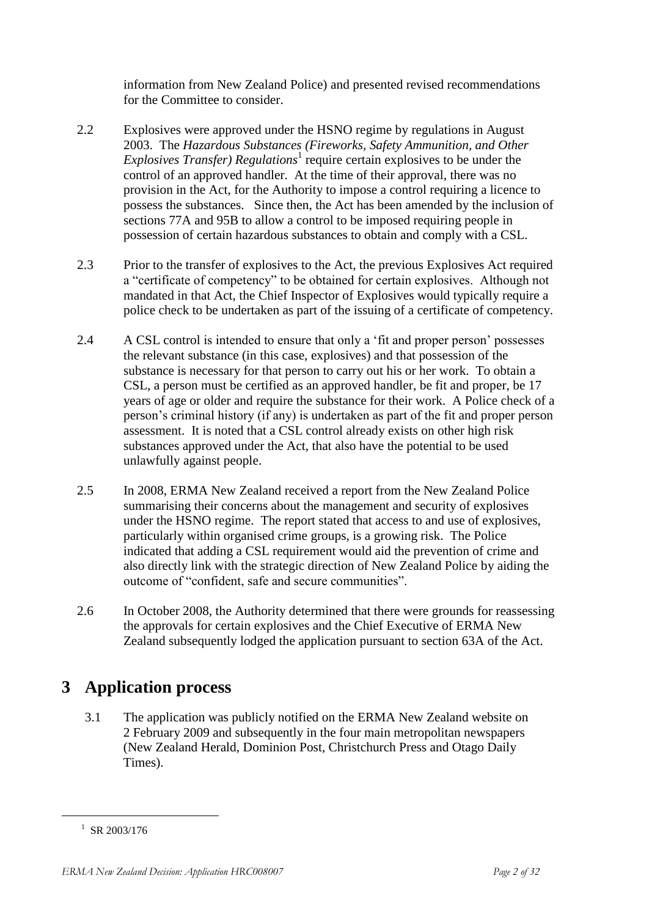information from New Zealand Police) and presented revised recommendations for the Committee to consider.

2.2 Explosives were approved under the HSNO regime by regulations in August 2003. The *Hazardous Substances (Fireworks, Safety Ammunition, and Other Explosives Transfer) Regulations*[1] require certain explosives to be under the control of an approved handler. At the time of their approval, there was no provision in the Act, for the Authority to impose a control requiring a licence to possess the substances. Since then, the Act has been amended by the inclusion of sections 77A and 95B to allow a control to be imposed requiring people in possession of certain hazardous substances to obtain and comply with a CSL.

2.3 Prior to the transfer of explosives to the Act, the previous Explosives Act required a "certificate of competency" to be obtained for certain explosives. Although not mandated in that Act, the Chief Inspector of Explosives would typically require a police check to be undertaken as part of the issuing of a certificate of competency.

2.4 A CSL control is intended to ensure that only a 'fit and proper person' possesses the relevant substance (in this case, explosives) and that possession of the substance is necessary for that person to carry out his or her work. To obtain a CSL, a person must be certified as an approved handler, be fit and proper, be 17 years of age or older and require the substance for their work. A Police check of a person's criminal history (if any) is undertaken as part of the fit and proper person assessment. It is noted that a CSL control already exists on other high risk substances approved under the Act, that also have the potential to be used unlawfully against people.

2.5 In 2008, ERMA New Zealand received a report from the New Zealand Police summarising their concerns about the management and security of explosives under the HSNO regime. The report stated that access to and use of explosives, particularly within organised crime groups, is a growing risk. The Police indicated that adding a CSL requirement would aid the prevention of crime and also directly link with the strategic direction of New Zealand Police by aiding the outcome of "confident, safe and secure communities".

2.6 In October 2008, the Authority determined that there were grounds for reassessing the approvals for certain explosives and the Chief Executive of ERMA New Zealand subsequently lodged the application pursuant to section 63A of the Act.

# 3 Application process

3.1 The application was publicly notified on the ERMA New Zealand website on 2 February 2009 and subsequently in the four main metropolitan newspapers (New Zealand Herald, Dominion Post, Christchurch Press and Otago Daily Times).

[1] SR 2003/176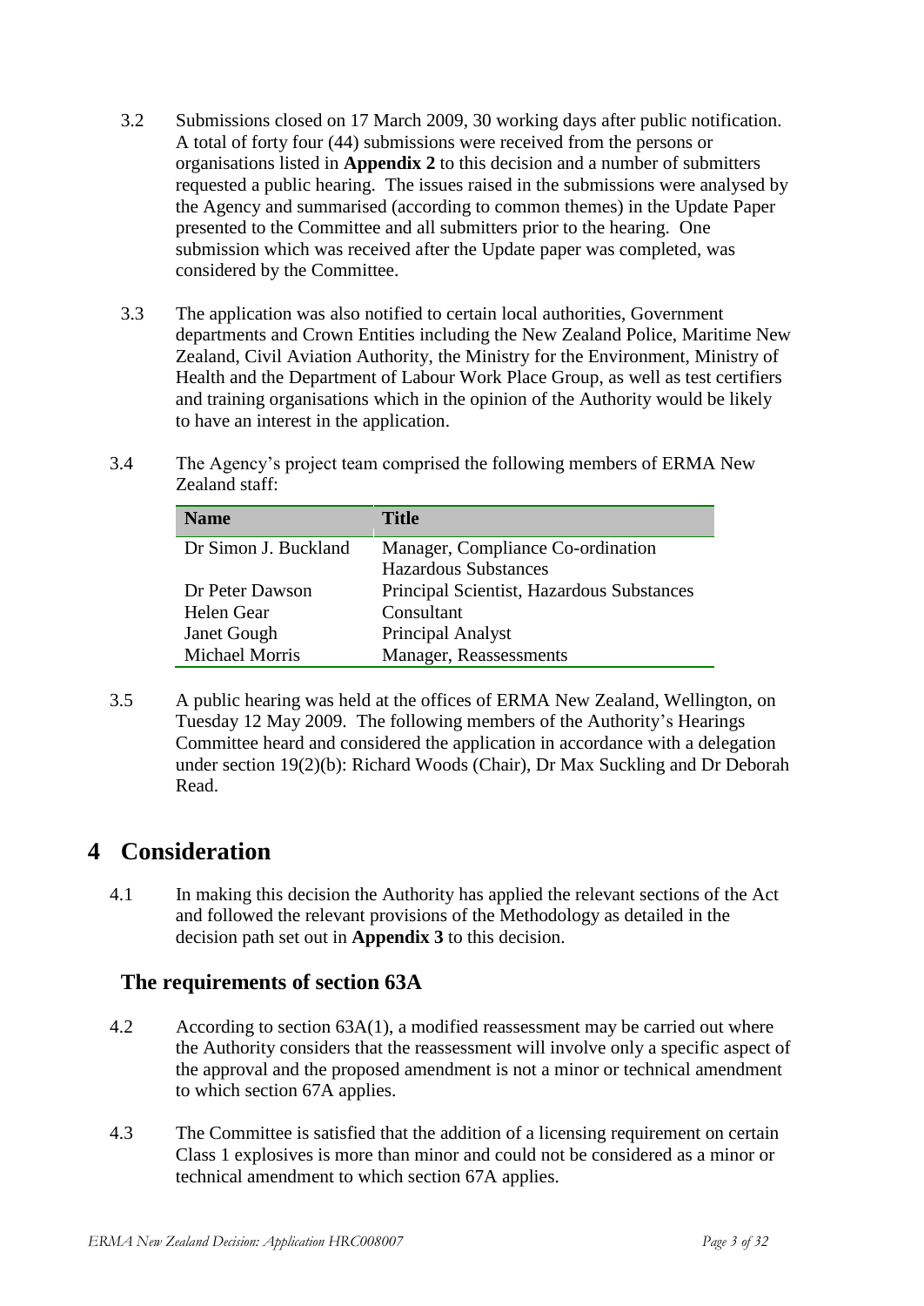3.2 Submissions closed on 17 March 2009, 30 working days after public notification. A total of forty four (44) submissions were received from the persons or organisations listed in **Appendix 2** to this decision and a number of submitters requested a public hearing. The issues raised in the submissions were analysed by the Agency and summarised (according to common themes) in the Update Paper presented to the Committee and all submitters prior to the hearing. One submission which was received after the Update paper was completed, was considered by the Committee.

3.3 The application was also notified to certain local authorities, Government departments and Crown Entities including the New Zealand Police, Maritime New Zealand, Civil Aviation Authority, the Ministry for the Environment, Ministry of Health and the Department of Labour Work Place Group, as well as test certifiers and training organisations which in the opinion of the Authority would be likely to have an interest in the application.

3.4 The Agency's project team comprised the following members of ERMA New Zealand staff:

| Name | Title |
|---|---|
| Dr Simon J. Buckland | Manager, Compliance Co-ordination Hazardous Substances |
| Dr Peter Dawson | Principal Scientist, Hazardous Substances |
| Helen Gear | Consultant |
| Janet Gough | Principal Analyst |
| Michael Morris | Manager, Reassessments |

3.5 A public hearing was held at the offices of ERMA New Zealand, Wellington, on Tuesday 12 May 2009. The following members of the Authority's Hearings Committee heard and considered the application in accordance with a delegation under section 19(2)(b): Richard Woods (Chair), Dr Max Suckling and Dr Deborah Read.

# 4 Consideration

4.1 In making this decision the Authority has applied the relevant sections of the Act and followed the relevant provisions of the Methodology as detailed in the decision path set out in **Appendix 3** to this decision.

## The requirements of section 63A

4.2 According to section 63A(1), a modified reassessment may be carried out where the Authority considers that the reassessment will involve only a specific aspect of the approval and the proposed amendment is not a minor or technical amendment to which section 67A applies.

4.3 The Committee is satisfied that the addition of a licensing requirement on certain Class 1 explosives is more than minor and could not be considered as a minor or technical amendment to which section 67A applies.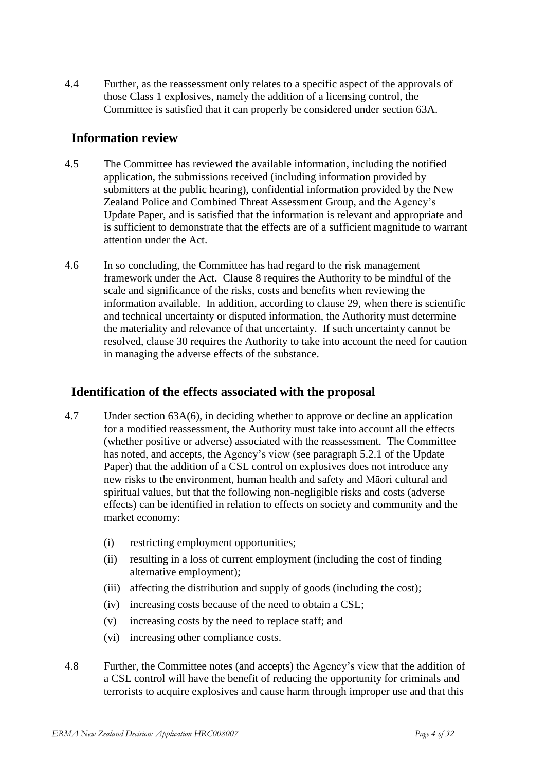4.4 Further, as the reassessment only relates to a specific aspect of the approvals of those Class 1 explosives, namely the addition of a licensing control, the Committee is satisfied that it can properly be considered under section 63A.

## Information review

4.5 The Committee has reviewed the available information, including the notified application, the submissions received (including information provided by submitters at the public hearing), confidential information provided by the New Zealand Police and Combined Threat Assessment Group, and the Agency's Update Paper, and is satisfied that the information is relevant and appropriate and is sufficient to demonstrate that the effects are of a sufficient magnitude to warrant attention under the Act.

4.6 In so concluding, the Committee has had regard to the risk management framework under the Act. Clause 8 requires the Authority to be mindful of the scale and significance of the risks, costs and benefits when reviewing the information available. In addition, according to clause 29, when there is scientific and technical uncertainty or disputed information, the Authority must determine the materiality and relevance of that uncertainty. If such uncertainty cannot be resolved, clause 30 requires the Authority to take into account the need for caution in managing the adverse effects of the substance.

## Identification of the effects associated with the proposal

4.7 Under section 63A(6), in deciding whether to approve or decline an application for a modified reassessment, the Authority must take into account all the effects (whether positive or adverse) associated with the reassessment. The Committee has noted, and accepts, the Agency's view (see paragraph 5.2.1 of the Update Paper) that the addition of a CSL control on explosives does not introduce any new risks to the environment, human health and safety and Māori cultural and spiritual values, but that the following non-negligible risks and costs (adverse effects) can be identified in relation to effects on society and community and the market economy:

- (i) restricting employment opportunities;
- (ii) resulting in a loss of current employment (including the cost of finding alternative employment);
- (iii) affecting the distribution and supply of goods (including the cost);
- (iv) increasing costs because of the need to obtain a CSL;
- (v) increasing costs by the need to replace staff; and
- (vi) increasing other compliance costs.

4.8 Further, the Committee notes (and accepts) the Agency's view that the addition of a CSL control will have the benefit of reducing the opportunity for criminals and terrorists to acquire explosives and cause harm through improper use and that this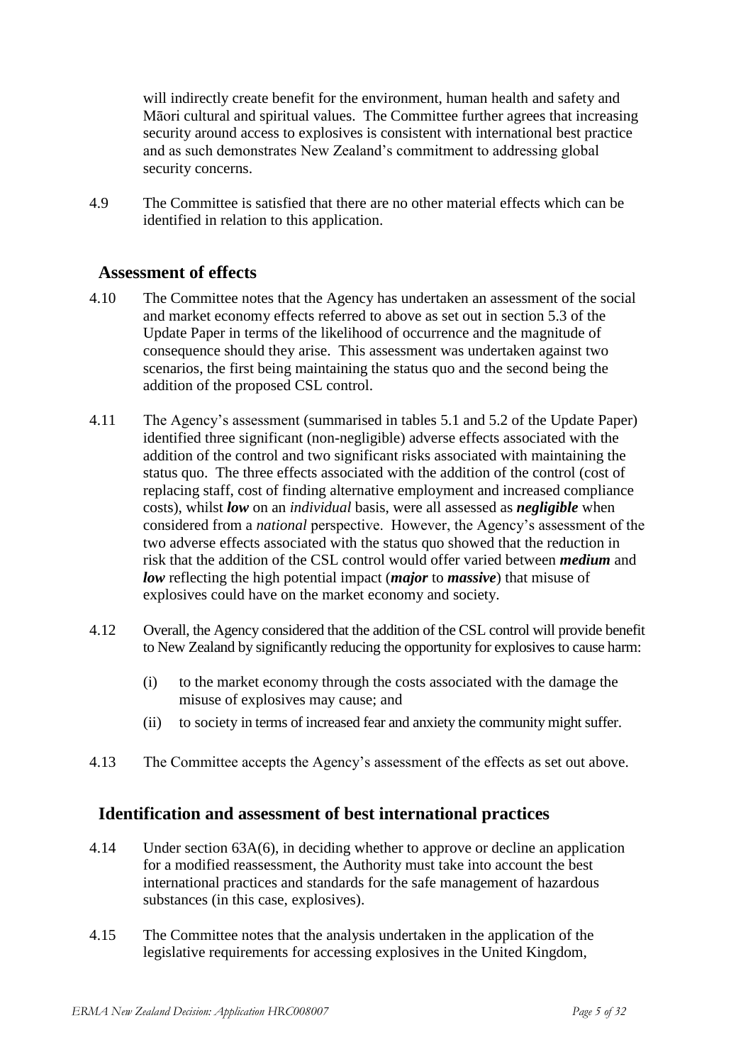will indirectly create benefit for the environment, human health and safety and Māori cultural and spiritual values. The Committee further agrees that increasing security around access to explosives is consistent with international best practice and as such demonstrates New Zealand's commitment to addressing global security concerns.

4.9 The Committee is satisfied that there are no other material effects which can be identified in relation to this application.

## Assessment of effects

4.10 The Committee notes that the Agency has undertaken an assessment of the social and market economy effects referred to above as set out in section 5.3 of the Update Paper in terms of the likelihood of occurrence and the magnitude of consequence should they arise. This assessment was undertaken against two scenarios, the first being maintaining the status quo and the second being the addition of the proposed CSL control.

4.11 The Agency's assessment (summarised in tables 5.1 and 5.2 of the Update Paper) identified three significant (non-negligible) adverse effects associated with the addition of the control and two significant risks associated with maintaining the status quo. The three effects associated with the addition of the control (cost of replacing staff, cost of finding alternative employment and increased compliance costs), whilst ***low*** on an *individual* basis, were all assessed as ***negligible*** when considered from a *national* perspective. However, the Agency's assessment of the two adverse effects associated with the status quo showed that the reduction in risk that the addition of the CSL control would offer varied between ***medium*** and ***low*** reflecting the high potential impact (***major*** to ***massive***) that misuse of explosives could have on the market economy and society.

4.12 Overall, the Agency considered that the addition of the CSL control will provide benefit to New Zealand by significantly reducing the opportunity for explosives to cause harm:

(i) to the market economy through the costs associated with the damage the misuse of explosives may cause; and

(ii) to society in terms of increased fear and anxiety the community might suffer.

4.13 The Committee accepts the Agency's assessment of the effects as set out above.

## Identification and assessment of best international practices

4.14 Under section 63A(6), in deciding whether to approve or decline an application for a modified reassessment, the Authority must take into account the best international practices and standards for the safe management of hazardous substances (in this case, explosives).

4.15 The Committee notes that the analysis undertaken in the application of the legislative requirements for accessing explosives in the United Kingdom,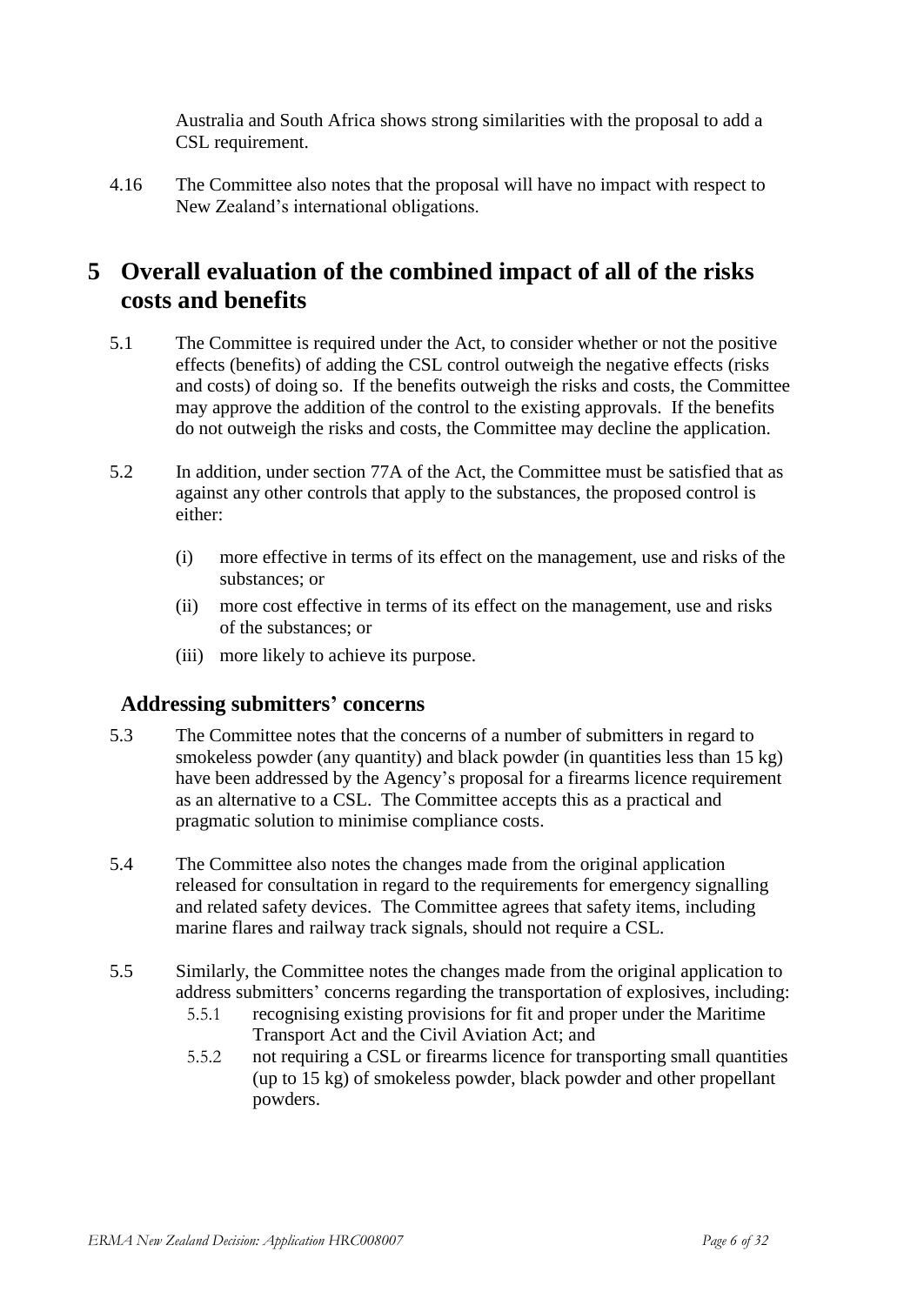Australia and South Africa shows strong similarities with the proposal to add a CSL requirement.

4.16 The Committee also notes that the proposal will have no impact with respect to New Zealand's international obligations.

# 5 Overall evaluation of the combined impact of all of the risks costs and benefits

5.1 The Committee is required under the Act, to consider whether or not the positive effects (benefits) of adding the CSL control outweigh the negative effects (risks and costs) of doing so. If the benefits outweigh the risks and costs, the Committee may approve the addition of the control to the existing approvals. If the benefits do not outweigh the risks and costs, the Committee may decline the application.

5.2 In addition, under section 77A of the Act, the Committee must be satisfied that as against any other controls that apply to the substances, the proposed control is either:

(i) more effective in terms of its effect on the management, use and risks of the substances; or

(ii) more cost effective in terms of its effect on the management, use and risks of the substances; or

(iii) more likely to achieve its purpose.

## Addressing submitters' concerns

5.3 The Committee notes that the concerns of a number of submitters in regard to smokeless powder (any quantity) and black powder (in quantities less than 15 kg) have been addressed by the Agency's proposal for a firearms licence requirement as an alternative to a CSL. The Committee accepts this as a practical and pragmatic solution to minimise compliance costs.

5.4 The Committee also notes the changes made from the original application released for consultation in regard to the requirements for emergency signalling and related safety devices. The Committee agrees that safety items, including marine flares and railway track signals, should not require a CSL.

5.5 Similarly, the Committee notes the changes made from the original application to address submitters' concerns regarding the transportation of explosives, including:

5.5.1 recognising existing provisions for fit and proper under the Maritime Transport Act and the Civil Aviation Act; and

5.5.2 not requiring a CSL or firearms licence for transporting small quantities (up to 15 kg) of smokeless powder, black powder and other propellant powders.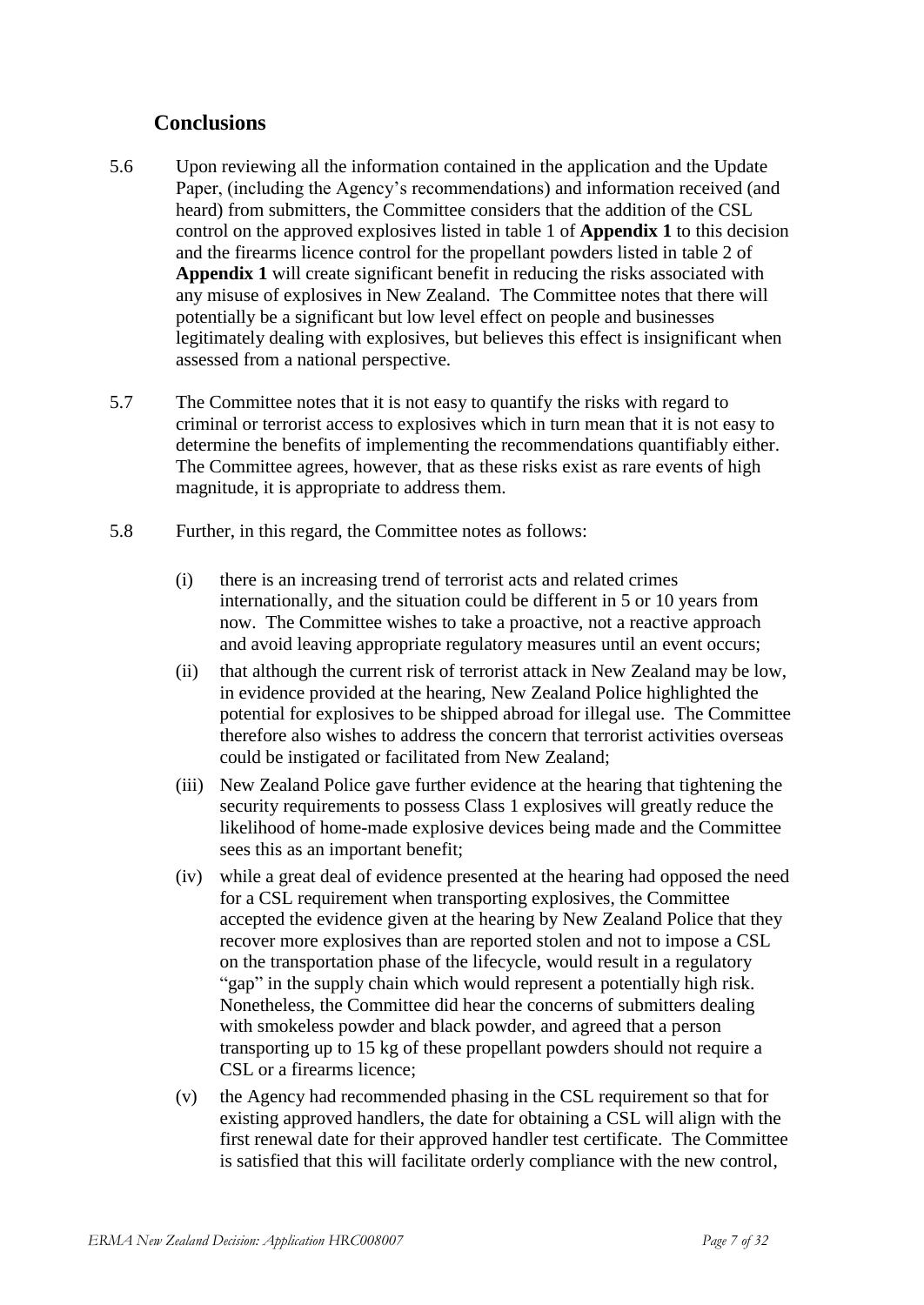## Conclusions

5.6 Upon reviewing all the information contained in the application and the Update Paper, (including the Agency's recommendations) and information received (and heard) from submitters, the Committee considers that the addition of the CSL control on the approved explosives listed in table 1 of **Appendix 1** to this decision and the firearms licence control for the propellant powders listed in table 2 of **Appendix 1** will create significant benefit in reducing the risks associated with any misuse of explosives in New Zealand. The Committee notes that there will potentially be a significant but low level effect on people and businesses legitimately dealing with explosives, but believes this effect is insignificant when assessed from a national perspective.

5.7 The Committee notes that it is not easy to quantify the risks with regard to criminal or terrorist access to explosives which in turn mean that it is not easy to determine the benefits of implementing the recommendations quantifiably either. The Committee agrees, however, that as these risks exist as rare events of high magnitude, it is appropriate to address them.

5.8 Further, in this regard, the Committee notes as follows:

(i) there is an increasing trend of terrorist acts and related crimes internationally, and the situation could be different in 5 or 10 years from now. The Committee wishes to take a proactive, not a reactive approach and avoid leaving appropriate regulatory measures until an event occurs;

(ii) that although the current risk of terrorist attack in New Zealand may be low, in evidence provided at the hearing, New Zealand Police highlighted the potential for explosives to be shipped abroad for illegal use. The Committee therefore also wishes to address the concern that terrorist activities overseas could be instigated or facilitated from New Zealand;

(iii) New Zealand Police gave further evidence at the hearing that tightening the security requirements to possess Class 1 explosives will greatly reduce the likelihood of home-made explosive devices being made and the Committee sees this as an important benefit;

(iv) while a great deal of evidence presented at the hearing had opposed the need for a CSL requirement when transporting explosives, the Committee accepted the evidence given at the hearing by New Zealand Police that they recover more explosives than are reported stolen and not to impose a CSL on the transportation phase of the lifecycle, would result in a regulatory "gap" in the supply chain which would represent a potentially high risk. Nonetheless, the Committee did hear the concerns of submitters dealing with smokeless powder and black powder, and agreed that a person transporting up to 15 kg of these propellant powders should not require a CSL or a firearms licence;

(v) the Agency had recommended phasing in the CSL requirement so that for existing approved handlers, the date for obtaining a CSL will align with the first renewal date for their approved handler test certificate. The Committee is satisfied that this will facilitate orderly compliance with the new control,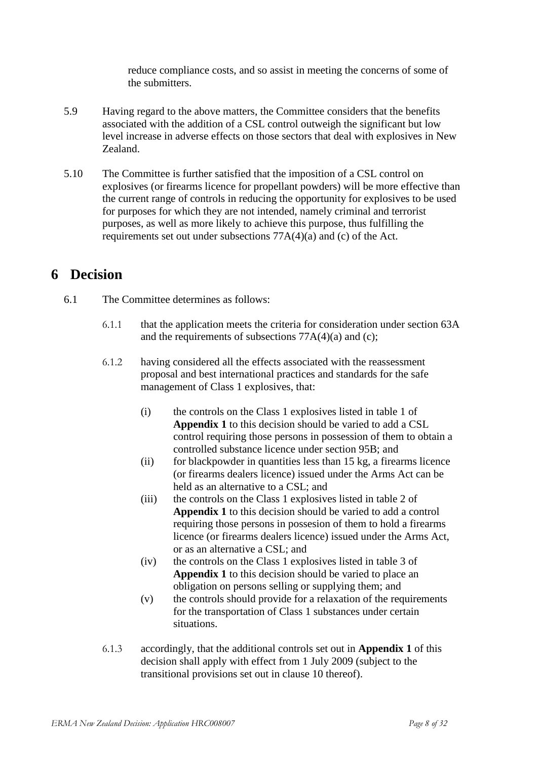reduce compliance costs, and so assist in meeting the concerns of some of the submitters.

5.9 Having regard to the above matters, the Committee considers that the benefits associated with the addition of a CSL control outweigh the significant but low level increase in adverse effects on those sectors that deal with explosives in New Zealand.

5.10 The Committee is further satisfied that the imposition of a CSL control on explosives (or firearms licence for propellant powders) will be more effective than the current range of controls in reducing the opportunity for explosives to be used for purposes for which they are not intended, namely criminal and terrorist purposes, as well as more likely to achieve this purpose, thus fulfilling the requirements set out under subsections 77A(4)(a) and (c) of the Act.

# 6 Decision

6.1 The Committee determines as follows:

6.1.1 that the application meets the criteria for consideration under section 63A and the requirements of subsections 77A(4)(a) and (c);

6.1.2 having considered all the effects associated with the reassessment proposal and best international practices and standards for the safe management of Class 1 explosives, that:

(i) the controls on the Class 1 explosives listed in table 1 of **Appendix 1** to this decision should be varied to add a CSL control requiring those persons in possession of them to obtain a controlled substance licence under section 95B; and

(ii) for blackpowder in quantities less than 15 kg, a firearms licence (or firearms dealers licence) issued under the Arms Act can be held as an alternative to a CSL; and

(iii) the controls on the Class 1 explosives listed in table 2 of **Appendix 1** to this decision should be varied to add a control requiring those persons in possesion of them to hold a firearms licence (or firearms dealers licence) issued under the Arms Act, or as an alternative a CSL; and

(iv) the controls on the Class 1 explosives listed in table 3 of **Appendix 1** to this decision should be varied to place an obligation on persons selling or supplying them; and

(v) the controls should provide for a relaxation of the requirements for the transportation of Class 1 substances under certain situations.

6.1.3 accordingly, that the additional controls set out in **Appendix 1** of this decision shall apply with effect from 1 July 2009 (subject to the transitional provisions set out in clause 10 thereof).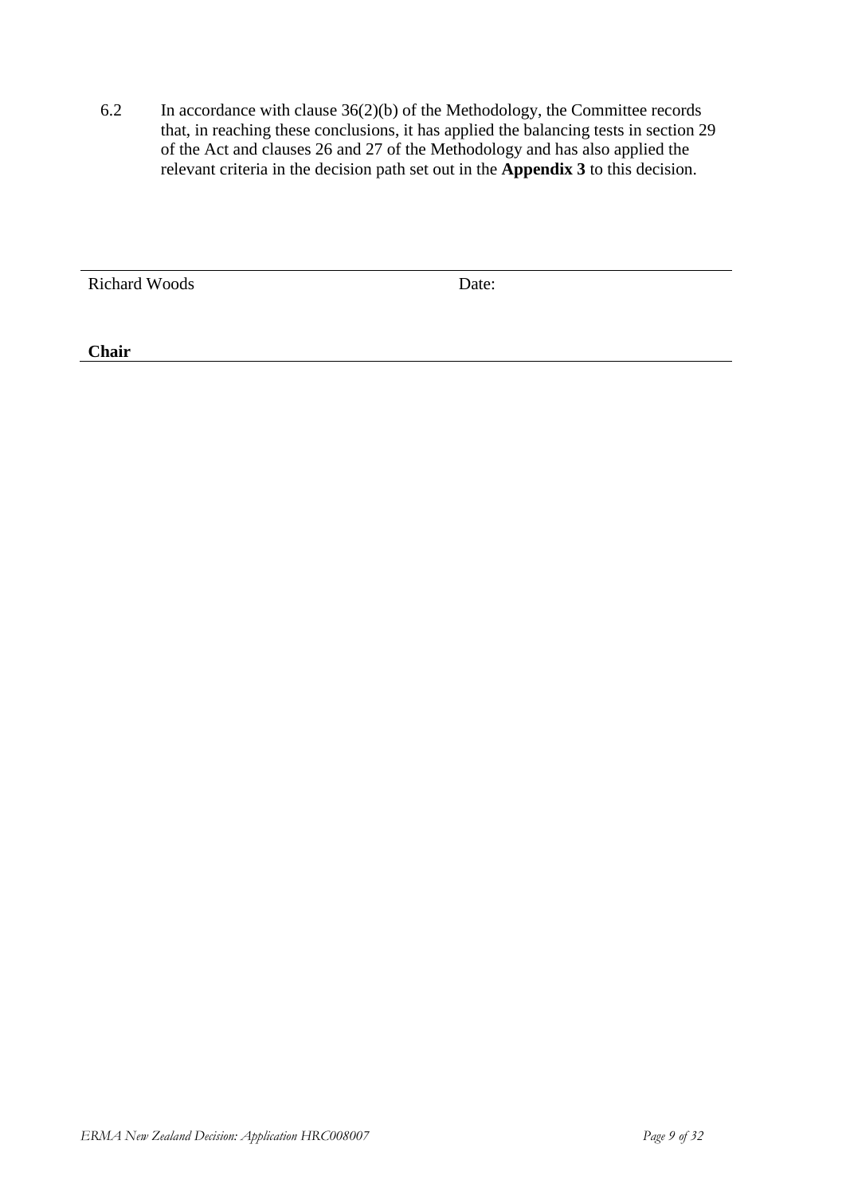6.2 In accordance with clause 36(2)(b) of the Methodology, the Committee records that, in reaching these conclusions, it has applied the balancing tests in section 29 of the Act and clauses 26 and 27 of the Methodology and has also applied the relevant criteria in the decision path set out in the **Appendix 3** to this decision.

| Richard Woods | Date: |
|---|---|
| **Chair** | |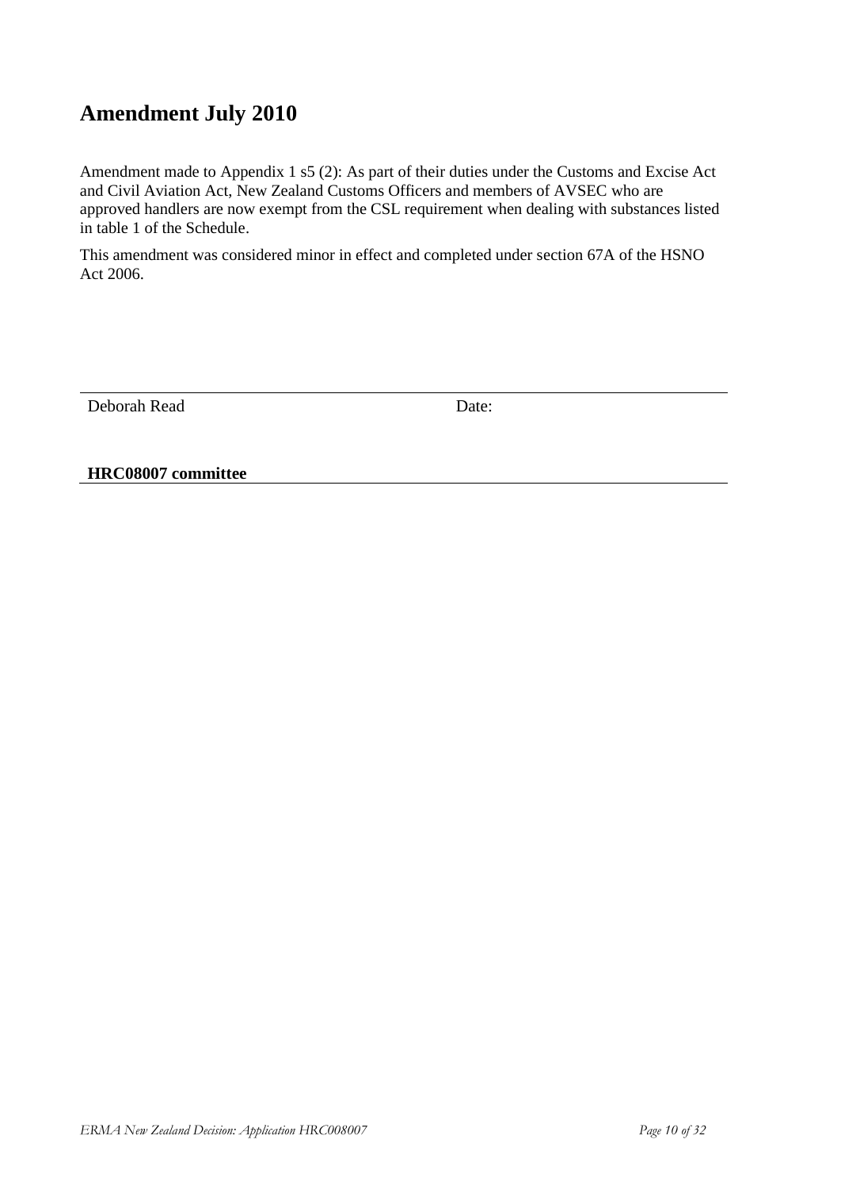## Amendment July 2010

Amendment made to Appendix 1 s5 (2): As part of their duties under the Customs and Excise Act and Civil Aviation Act, New Zealand Customs Officers and members of AVSEC who are approved handlers are now exempt from the CSL requirement when dealing with substances listed in table 1 of the Schedule.

This amendment was considered minor in effect and completed under section 67A of the HSNO Act 2006.

Deborah Read Date:

**HRC08007 committee**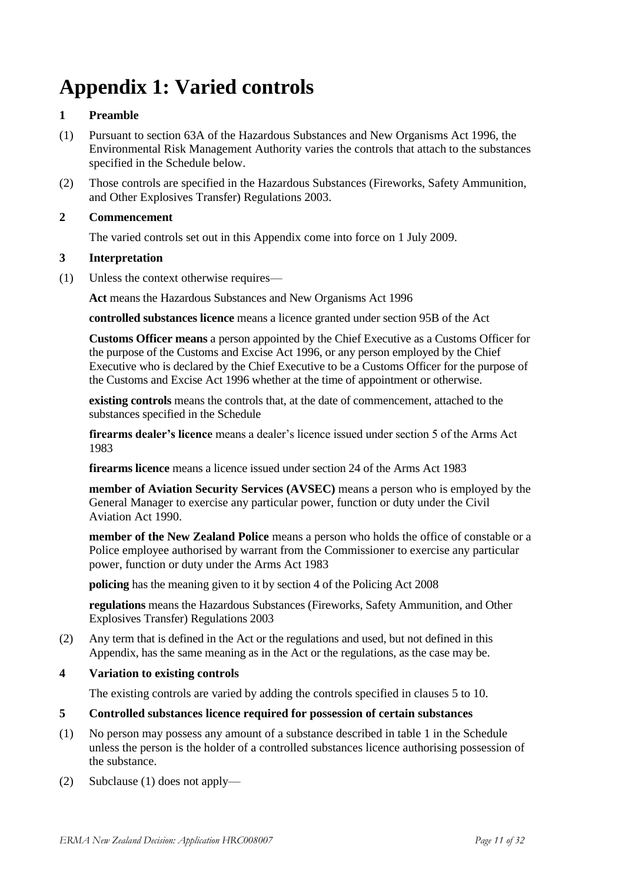# Appendix 1: Varied controls

**1 Preamble**

(1) Pursuant to section 63A of the Hazardous Substances and New Organisms Act 1996, the Environmental Risk Management Authority varies the controls that attach to the substances specified in the Schedule below.

(2) Those controls are specified in the Hazardous Substances (Fireworks, Safety Ammunition, and Other Explosives Transfer) Regulations 2003.

**2 Commencement**

The varied controls set out in this Appendix come into force on 1 July 2009.

**3 Interpretation**

(1) Unless the context otherwise requires—

**Act** means the Hazardous Substances and New Organisms Act 1996

**controlled substances licence** means a licence granted under section 95B of the Act

**Customs Officer means** a person appointed by the Chief Executive as a Customs Officer for the purpose of the Customs and Excise Act 1996, or any person employed by the Chief Executive who is declared by the Chief Executive to be a Customs Officer for the purpose of the Customs and Excise Act 1996 whether at the time of appointment or otherwise.

**existing controls** means the controls that, at the date of commencement, attached to the substances specified in the Schedule

**firearms dealer's licence** means a dealer's licence issued under section 5 of the Arms Act 1983

**firearms licence** means a licence issued under section 24 of the Arms Act 1983

**member of Aviation Security Services (AVSEC)** means a person who is employed by the General Manager to exercise any particular power, function or duty under the Civil Aviation Act 1990.

**member of the New Zealand Police** means a person who holds the office of constable or a Police employee authorised by warrant from the Commissioner to exercise any particular power, function or duty under the Arms Act 1983

**policing** has the meaning given to it by section 4 of the Policing Act 2008

**regulations** means the Hazardous Substances (Fireworks, Safety Ammunition, and Other Explosives Transfer) Regulations 2003

(2) Any term that is defined in the Act or the regulations and used, but not defined in this Appendix, has the same meaning as in the Act or the regulations, as the case may be.

**4 Variation to existing controls**

The existing controls are varied by adding the controls specified in clauses 5 to 10.

**5 Controlled substances licence required for possession of certain substances**

(1) No person may possess any amount of a substance described in table 1 in the Schedule unless the person is the holder of a controlled substances licence authorising possession of the substance.

(2) Subclause (1) does not apply—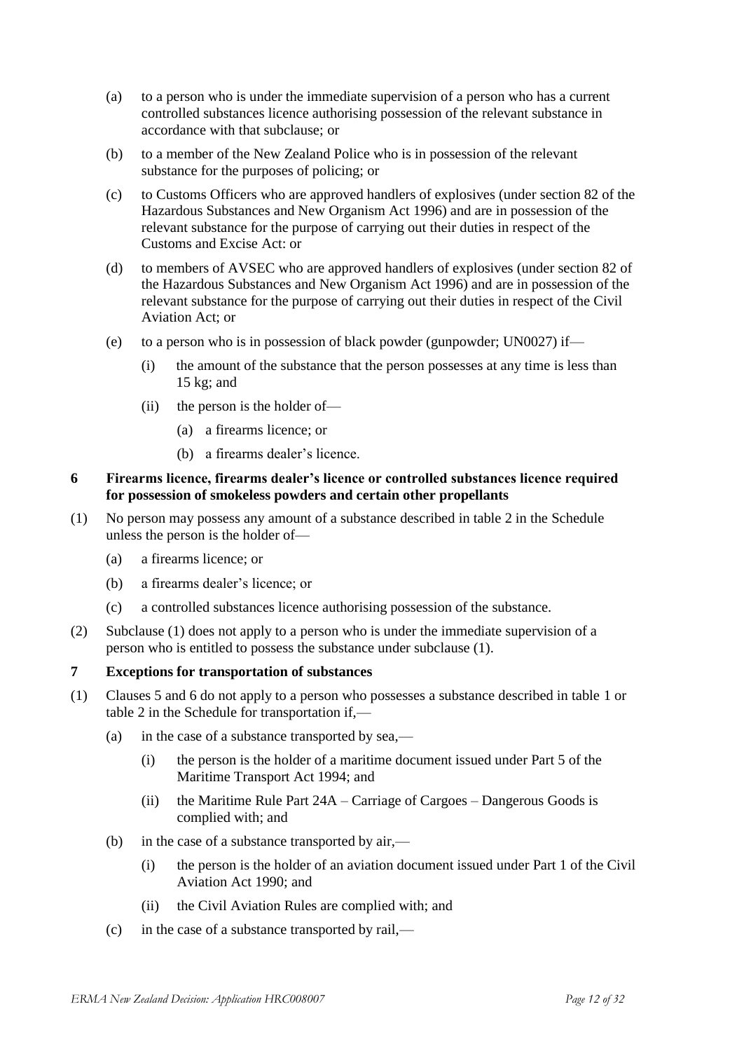(a) to a person who is under the immediate supervision of a person who has a current controlled substances licence authorising possession of the relevant substance in accordance with that subclause; or

(b) to a member of the New Zealand Police who is in possession of the relevant substance for the purposes of policing; or

(c) to Customs Officers who are approved handlers of explosives (under section 82 of the Hazardous Substances and New Organism Act 1996) and are in possession of the relevant substance for the purpose of carrying out their duties in respect of the Customs and Excise Act: or

(d) to members of AVSEC who are approved handlers of explosives (under section 82 of the Hazardous Substances and New Organism Act 1996) and are in possession of the relevant substance for the purpose of carrying out their duties in respect of the Civil Aviation Act; or

(e) to a person who is in possession of black powder (gunpowder; UN0027) if—

   (i) the amount of the substance that the person possesses at any time is less than 15 kg; and

   (ii) the person is the holder of—

      (a) a firearms licence; or

      (b) a firearms dealer's licence.

**6 Firearms licence, firearms dealer's licence or controlled substances licence required for possession of smokeless powders and certain other propellants**

(1) No person may possess any amount of a substance described in table 2 in the Schedule unless the person is the holder of—

   (a) a firearms licence; or

   (b) a firearms dealer's licence; or

   (c) a controlled substances licence authorising possession of the substance.

(2) Subclause (1) does not apply to a person who is under the immediate supervision of a person who is entitled to possess the substance under subclause (1).

**7 Exceptions for transportation of substances**

(1) Clauses 5 and 6 do not apply to a person who possesses a substance described in table 1 or table 2 in the Schedule for transportation if,—

   (a) in the case of a substance transported by sea,—

      (i) the person is the holder of a maritime document issued under Part 5 of the Maritime Transport Act 1994; and

      (ii) the Maritime Rule Part 24A – Carriage of Cargoes – Dangerous Goods is complied with; and

   (b) in the case of a substance transported by air,—

      (i) the person is the holder of an aviation document issued under Part 1 of the Civil Aviation Act 1990; and

      (ii) the Civil Aviation Rules are complied with; and

   (c) in the case of a substance transported by rail,—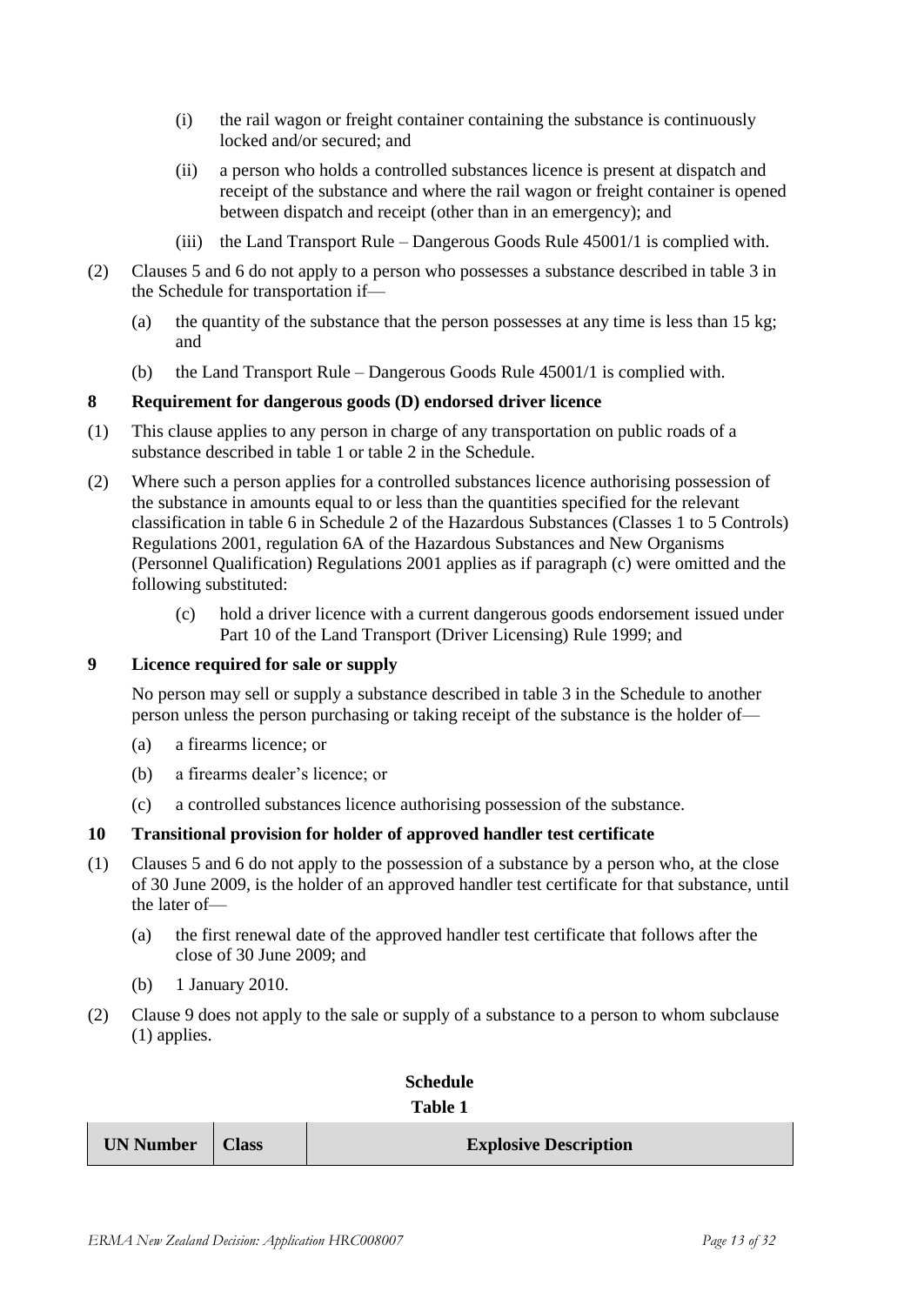(i) the rail wagon or freight container containing the substance is continuously locked and/or secured; and

(ii) a person who holds a controlled substances licence is present at dispatch and receipt of the substance and where the rail wagon or freight container is opened between dispatch and receipt (other than in an emergency); and

(iii) the Land Transport Rule – Dangerous Goods Rule 45001/1 is complied with.

(2) Clauses 5 and 6 do not apply to a person who possesses a substance described in table 3 in the Schedule for transportation if—

(a) the quantity of the substance that the person possesses at any time is less than 15 kg; and

(b) the Land Transport Rule – Dangerous Goods Rule 45001/1 is complied with.

**8 Requirement for dangerous goods (D) endorsed driver licence**

(1) This clause applies to any person in charge of any transportation on public roads of a substance described in table 1 or table 2 in the Schedule.

(2) Where such a person applies for a controlled substances licence authorising possession of the substance in amounts equal to or less than the quantities specified for the relevant classification in table 6 in Schedule 2 of the Hazardous Substances (Classes 1 to 5 Controls) Regulations 2001, regulation 6A of the Hazardous Substances and New Organisms (Personnel Qualification) Regulations 2001 applies as if paragraph (c) were omitted and the following substituted:

(c) hold a driver licence with a current dangerous goods endorsement issued under Part 10 of the Land Transport (Driver Licensing) Rule 1999; and

**9 Licence required for sale or supply**

No person may sell or supply a substance described in table 3 in the Schedule to another person unless the person purchasing or taking receipt of the substance is the holder of—

(a) a firearms licence; or

(b) a firearms dealer's licence; or

(c) a controlled substances licence authorising possession of the substance.

**10 Transitional provision for holder of approved handler test certificate**

(1) Clauses 5 and 6 do not apply to the possession of a substance by a person who, at the close of 30 June 2009, is the holder of an approved handler test certificate for that substance, until the later of—

(a) the first renewal date of the approved handler test certificate that follows after the close of 30 June 2009; and

(b) 1 January 2010.

(2) Clause 9 does not apply to the sale or supply of a substance to a person to whom subclause (1) applies.

**Schedule**

**Table 1**

| UN Number | Class | Explosive Description |
|---|---|---|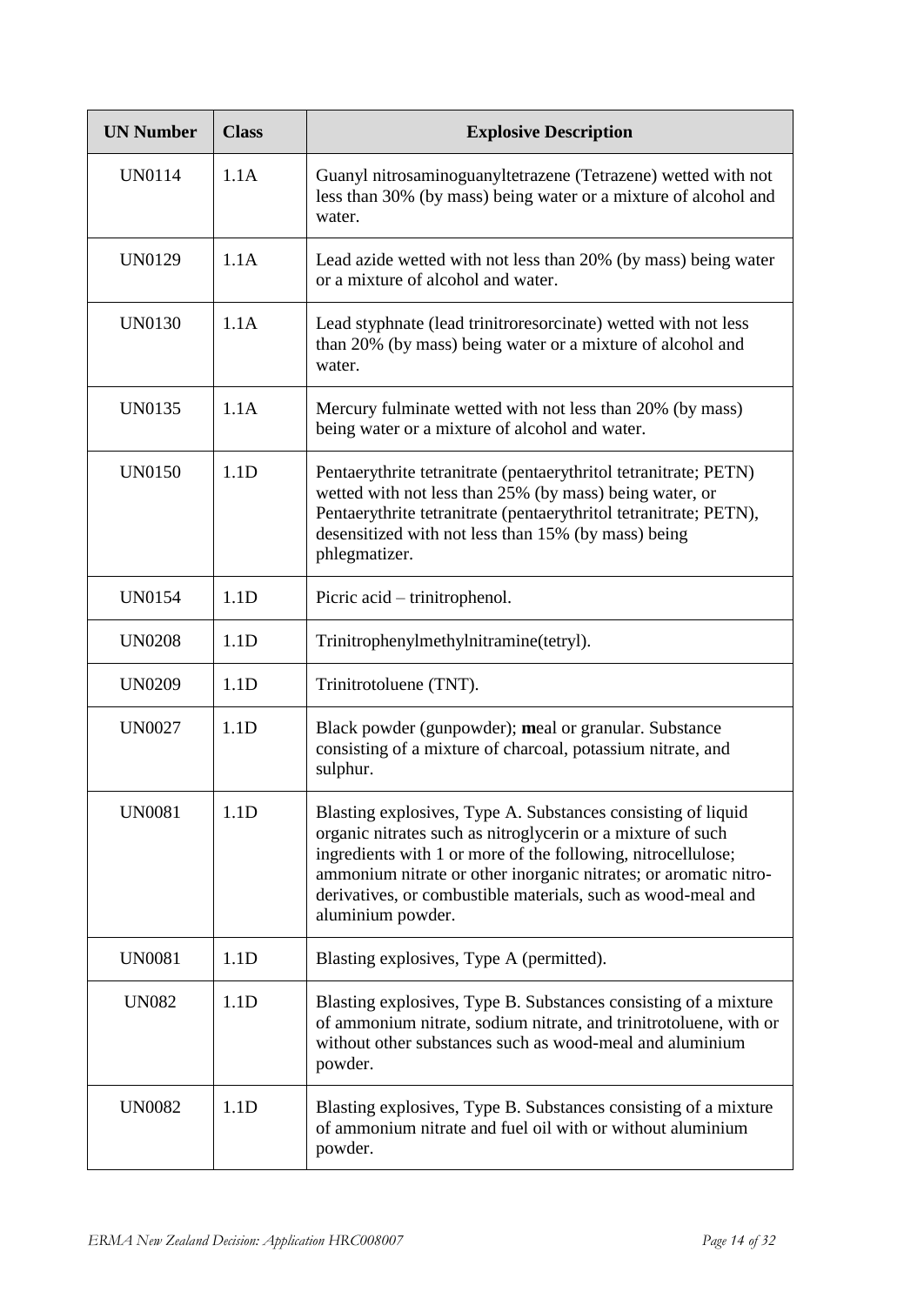| UN Number | Class | Explosive Description |
| --- | --- | --- |
| UN0114 | 1.1A | Guanyl nitrosaminoguanyltetrazene (Tetrazene) wetted with not less than 30% (by mass) being water or a mixture of alcohol and water. |
| UN0129 | 1.1A | Lead azide wetted with not less than 20% (by mass) being water or a mixture of alcohol and water. |
| UN0130 | 1.1A | Lead styphnate (lead trinitroresorcinate) wetted with not less than 20% (by mass) being water or a mixture of alcohol and water. |
| UN0135 | 1.1A | Mercury fulminate wetted with not less than 20% (by mass) being water or a mixture of alcohol and water. |
| UN0150 | 1.1D | Pentaerythrite tetranitrate (pentaerythritol tetranitrate; PETN) wetted with not less than 25% (by mass) being water, or Pentaerythrite tetranitrate (pentaerythritol tetranitrate; PETN), desensitized with not less than 15% (by mass) being phlegmatizer. |
| UN0154 | 1.1D | Picric acid – trinitrophenol. |
| UN0208 | 1.1D | Trinitrophenylmethylnitramine(tetryl). |
| UN0209 | 1.1D | Trinitrotoluene (TNT). |
| UN0027 | 1.1D | Black powder (gunpowder); **m**eal or granular. Substance consisting of a mixture of charcoal, potassium nitrate, and sulphur. |
| UN0081 | 1.1D | Blasting explosives, Type A. Substances consisting of liquid organic nitrates such as nitroglycerin or a mixture of such ingredients with 1 or more of the following, nitrocellulose; ammonium nitrate or other inorganic nitrates; or aromatic nitro-derivatives, or combustible materials, such as wood-meal and aluminium powder. |
| UN0081 | 1.1D | Blasting explosives, Type A (permitted). |
| UN082 | 1.1D | Blasting explosives, Type B. Substances consisting of a mixture of ammonium nitrate, sodium nitrate, and trinitrotoluene, with or without other substances such as wood-meal and aluminium powder. |
| UN0082 | 1.1D | Blasting explosives, Type B. Substances consisting of a mixture of ammonium nitrate and fuel oil with or without aluminium powder. |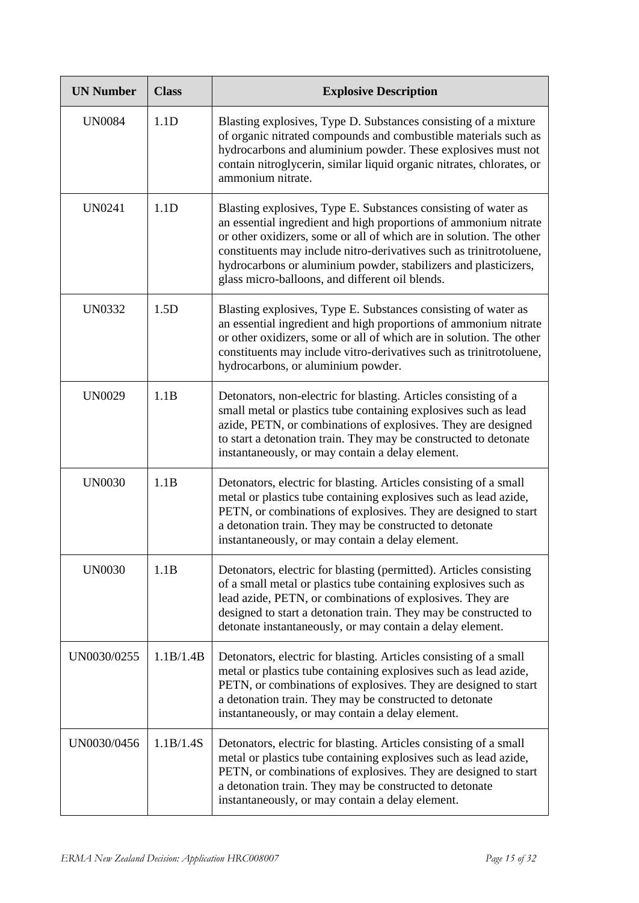| UN Number | Class | Explosive Description |
|---|---|---|
| UN0084 | 1.1D | Blasting explosives, Type D. Substances consisting of a mixture of organic nitrated compounds and combustible materials such as hydrocarbons and aluminium powder. These explosives must not contain nitroglycerin, similar liquid organic nitrates, chlorates, or ammonium nitrate. |
| UN0241 | 1.1D | Blasting explosives, Type E. Substances consisting of water as an essential ingredient and high proportions of ammonium nitrate or other oxidizers, some or all of which are in solution. The other constituents may include nitro-derivatives such as trinitrotoluene, hydrocarbons or aluminium powder, stabilizers and plasticizers, glass micro-balloons, and different oil blends. |
| UN0332 | 1.5D | Blasting explosives, Type E. Substances consisting of water as an essential ingredient and high proportions of ammonium nitrate or other oxidizers, some or all of which are in solution. The other constituents may include vitro-derivatives such as trinitrotoluene, hydrocarbons, or aluminium powder. |
| UN0029 | 1.1B | Detonators, non-electric for blasting. Articles consisting of a small metal or plastics tube containing explosives such as lead azide, PETN, or combinations of explosives. They are designed to start a detonation train. They may be constructed to detonate instantaneously, or may contain a delay element. |
| UN0030 | 1.1B | Detonators, electric for blasting. Articles consisting of a small metal or plastics tube containing explosives such as lead azide, PETN, or combinations of explosives. They are designed to start a detonation train. They may be constructed to detonate instantaneously, or may contain a delay element. |
| UN0030 | 1.1B | Detonators, electric for blasting (permitted). Articles consisting of a small metal or plastics tube containing explosives such as lead azide, PETN, or combinations of explosives. They are designed to start a detonation train. They may be constructed to detonate instantaneously, or may contain a delay element. |
| UN0030/0255 | 1.1B/1.4B | Detonators, electric for blasting. Articles consisting of a small metal or plastics tube containing explosives such as lead azide, PETN, or combinations of explosives. They are designed to start a detonation train. They may be constructed to detonate instantaneously, or may contain a delay element. |
| UN0030/0456 | 1.1B/1.4S | Detonators, electric for blasting. Articles consisting of a small metal or plastics tube containing explosives such as lead azide, PETN, or combinations of explosives. They are designed to start a detonation train. They may be constructed to detonate instantaneously, or may contain a delay element. |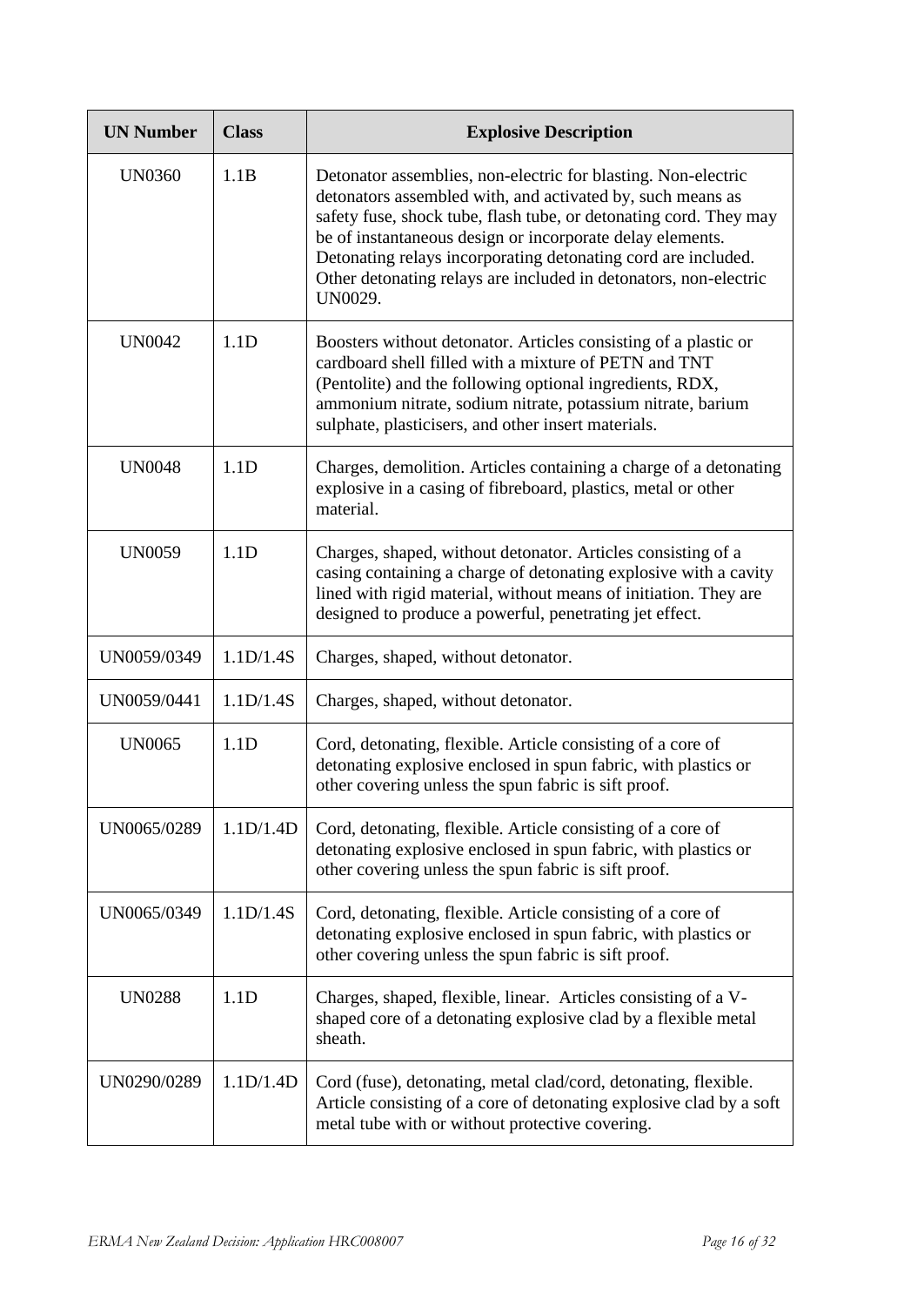| UN Number | Class | Explosive Description |
|---|---|---|
| UN0360 | 1.1B | Detonator assemblies, non-electric for blasting. Non-electric detonators assembled with, and activated by, such means as safety fuse, shock tube, flash tube, or detonating cord. They may be of instantaneous design or incorporate delay elements. Detonating relays incorporating detonating cord are included. Other detonating relays are included in detonators, non-electric UN0029. |
| UN0042 | 1.1D | Boosters without detonator. Articles consisting of a plastic or cardboard shell filled with a mixture of PETN and TNT (Pentolite) and the following optional ingredients, RDX, ammonium nitrate, sodium nitrate, potassium nitrate, barium sulphate, plasticisers, and other insert materials. |
| UN0048 | 1.1D | Charges, demolition. Articles containing a charge of a detonating explosive in a casing of fibreboard, plastics, metal or other material. |
| UN0059 | 1.1D | Charges, shaped, without detonator. Articles consisting of a casing containing a charge of detonating explosive with a cavity lined with rigid material, without means of initiation. They are designed to produce a powerful, penetrating jet effect. |
| UN0059/0349 | 1.1D/1.4S | Charges, shaped, without detonator. |
| UN0059/0441 | 1.1D/1.4S | Charges, shaped, without detonator. |
| UN0065 | 1.1D | Cord, detonating, flexible. Article consisting of a core of detonating explosive enclosed in spun fabric, with plastics or other covering unless the spun fabric is sift proof. |
| UN0065/0289 | 1.1D/1.4D | Cord, detonating, flexible. Article consisting of a core of detonating explosive enclosed in spun fabric, with plastics or other covering unless the spun fabric is sift proof. |
| UN0065/0349 | 1.1D/1.4S | Cord, detonating, flexible. Article consisting of a core of detonating explosive enclosed in spun fabric, with plastics or other covering unless the spun fabric is sift proof. |
| UN0288 | 1.1D | Charges, shaped, flexible, linear. Articles consisting of a V-shaped core of a detonating explosive clad by a flexible metal sheath. |
| UN0290/0289 | 1.1D/1.4D | Cord (fuse), detonating, metal clad/cord, detonating, flexible. Article consisting of a core of detonating explosive clad by a soft metal tube with or without protective covering. |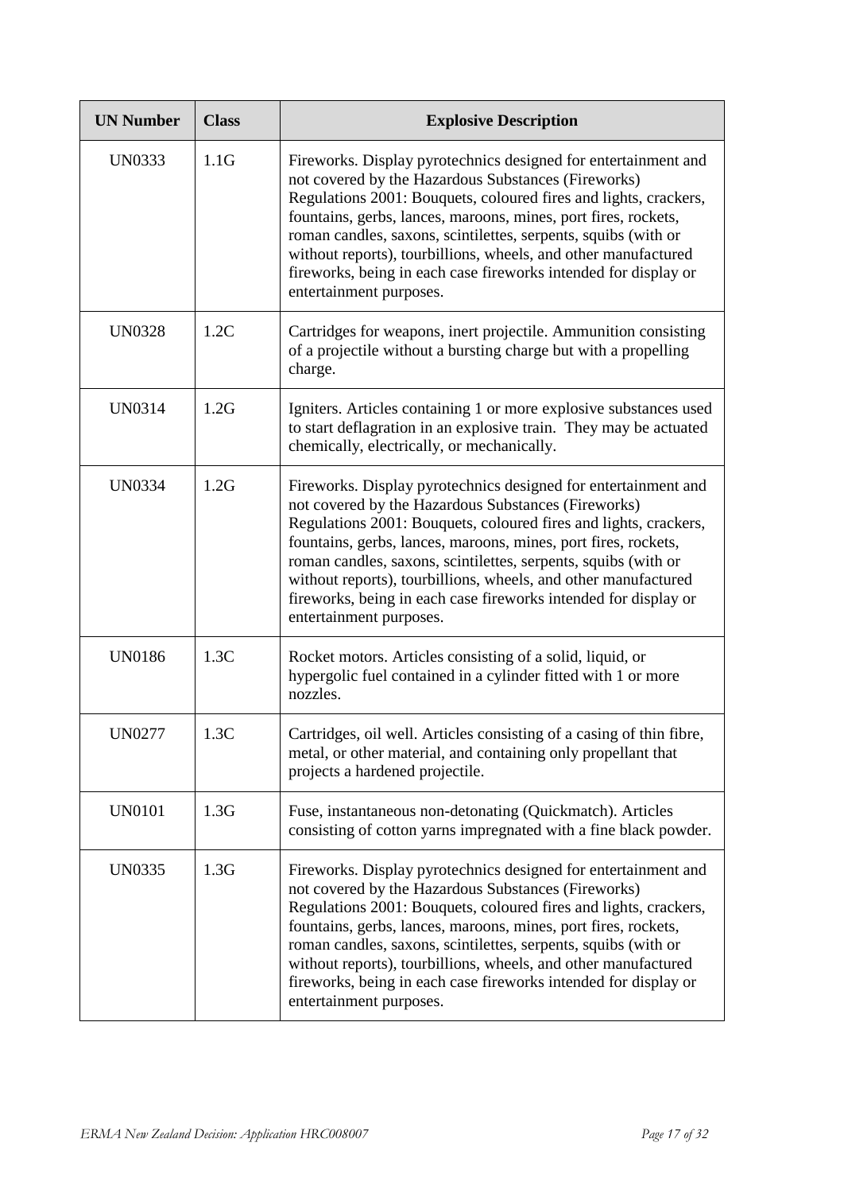| UN Number | Class | Explosive Description |
|---|---|---|
| UN0333 | 1.1G | Fireworks. Display pyrotechnics designed for entertainment and not covered by the Hazardous Substances (Fireworks) Regulations 2001: Bouquets, coloured fires and lights, crackers, fountains, gerbs, lances, maroons, mines, port fires, rockets, roman candles, saxons, scintillettes, serpents, squibs (with or without reports), tourbillions, wheels, and other manufactured fireworks, being in each case fireworks intended for display or entertainment purposes. |
| UN0328 | 1.2C | Cartridges for weapons, inert projectile. Ammunition consisting of a projectile without a bursting charge but with a propelling charge. |
| UN0314 | 1.2G | Igniters. Articles containing 1 or more explosive substances used to start deflagration in an explosive train. They may be actuated chemically, electrically, or mechanically. |
| UN0334 | 1.2G | Fireworks. Display pyrotechnics designed for entertainment and not covered by the Hazardous Substances (Fireworks) Regulations 2001: Bouquets, coloured fires and lights, crackers, fountains, gerbs, lances, maroons, mines, port fires, rockets, roman candles, saxons, scintillettes, serpents, squibs (with or without reports), tourbillions, wheels, and other manufactured fireworks, being in each case fireworks intended for display or entertainment purposes. |
| UN0186 | 1.3C | Rocket motors. Articles consisting of a solid, liquid, or hypergolic fuel contained in a cylinder fitted with 1 or more nozzles. |
| UN0277 | 1.3C | Cartridges, oil well. Articles consisting of a casing of thin fibre, metal, or other material, and containing only propellant that projects a hardened projectile. |
| UN0101 | 1.3G | Fuse, instantaneous non-detonating (Quickmatch). Articles consisting of cotton yarns impregnated with a fine black powder. |
| UN0335 | 1.3G | Fireworks. Display pyrotechnics designed for entertainment and not covered by the Hazardous Substances (Fireworks) Regulations 2001: Bouquets, coloured fires and lights, crackers, fountains, gerbs, lances, maroons, mines, port fires, rockets, roman candles, saxons, scintillettes, serpents, squibs (with or without reports), tourbillions, wheels, and other manufactured fireworks, being in each case fireworks intended for display or entertainment purposes. |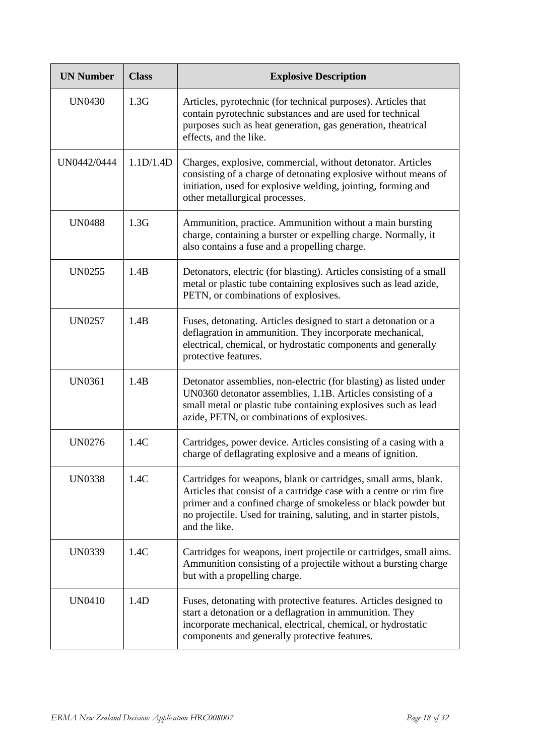| UN Number | Class | Explosive Description |
|---|---|---|
| UN0430 | 1.3G | Articles, pyrotechnic (for technical purposes). Articles that contain pyrotechnic substances and are used for technical purposes such as heat generation, gas generation, theatrical effects, and the like. |
| UN0442/0444 | 1.1D/1.4D | Charges, explosive, commercial, without detonator. Articles consisting of a charge of detonating explosive without means of initiation, used for explosive welding, jointing, forming and other metallurgical processes. |
| UN0488 | 1.3G | Ammunition, practice. Ammunition without a main bursting charge, containing a burster or expelling charge. Normally, it also contains a fuse and a propelling charge. |
| UN0255 | 1.4B | Detonators, electric (for blasting). Articles consisting of a small metal or plastic tube containing explosives such as lead azide, PETN, or combinations of explosives. |
| UN0257 | 1.4B | Fuses, detonating. Articles designed to start a detonation or a deflagration in ammunition. They incorporate mechanical, electrical, chemical, or hydrostatic components and generally protective features. |
| UN0361 | 1.4B | Detonator assemblies, non-electric (for blasting) as listed under UN0360 detonator assemblies, 1.1B. Articles consisting of a small metal or plastic tube containing explosives such as lead azide, PETN, or combinations of explosives. |
| UN0276 | 1.4C | Cartridges, power device. Articles consisting of a casing with a charge of deflagrating explosive and a means of ignition. |
| UN0338 | 1.4C | Cartridges for weapons, blank or cartridges, small arms, blank. Articles that consist of a cartridge case with a centre or rim fire primer and a confined charge of smokeless or black powder but no projectile. Used for training, saluting, and in starter pistols, and the like. |
| UN0339 | 1.4C | Cartridges for weapons, inert projectile or cartridges, small aims. Ammunition consisting of a projectile without a bursting charge but with a propelling charge. |
| UN0410 | 1.4D | Fuses, detonating with protective features. Articles designed to start a detonation or a deflagration in ammunition. They incorporate mechanical, electrical, chemical, or hydrostatic components and generally protective features. |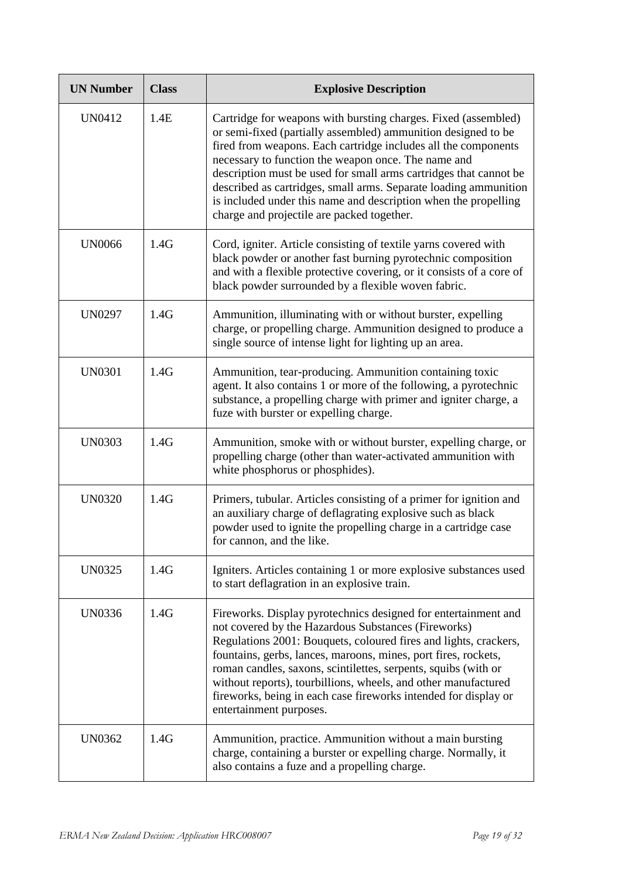| UN Number | Class | Explosive Description |
|---|---|---|
| UN0412 | 1.4E | Cartridge for weapons with bursting charges. Fixed (assembled) or semi-fixed (partially assembled) ammunition designed to be fired from weapons. Each cartridge includes all the components necessary to function the weapon once. The name and description must be used for small arms cartridges that cannot be described as cartridges, small arms. Separate loading ammunition is included under this name and description when the propelling charge and projectile are packed together. |
| UN0066 | 1.4G | Cord, igniter. Article consisting of textile yarns covered with black powder or another fast burning pyrotechnic composition and with a flexible protective covering, or it consists of a core of black powder surrounded by a flexible woven fabric. |
| UN0297 | 1.4G | Ammunition, illuminating with or without burster, expelling charge, or propelling charge. Ammunition designed to produce a single source of intense light for lighting up an area. |
| UN0301 | 1.4G | Ammunition, tear-producing. Ammunition containing toxic agent. It also contains 1 or more of the following, a pyrotechnic substance, a propelling charge with primer and igniter charge, a fuze with burster or expelling charge. |
| UN0303 | 1.4G | Ammunition, smoke with or without burster, expelling charge, or propelling charge (other than water-activated ammunition with white phosphorus or phosphides). |
| UN0320 | 1.4G | Primers, tubular. Articles consisting of a primer for ignition and an auxiliary charge of deflagrating explosive such as black powder used to ignite the propelling charge in a cartridge case for cannon, and the like. |
| UN0325 | 1.4G | Igniters. Articles containing 1 or more explosive substances used to start deflagration in an explosive train. |
| UN0336 | 1.4G | Fireworks. Display pyrotechnics designed for entertainment and not covered by the Hazardous Substances (Fireworks) Regulations 2001: Bouquets, coloured fires and lights, crackers, fountains, gerbs, lances, maroons, mines, port fires, rockets, roman candles, saxons, scintilettes, serpents, squibs (with or without reports), tourbillions, wheels, and other manufactured fireworks, being in each case fireworks intended for display or entertainment purposes. |
| UN0362 | 1.4G | Ammunition, practice. Ammunition without a main bursting charge, containing a burster or expelling charge. Normally, it also contains a fuze and a propelling charge. |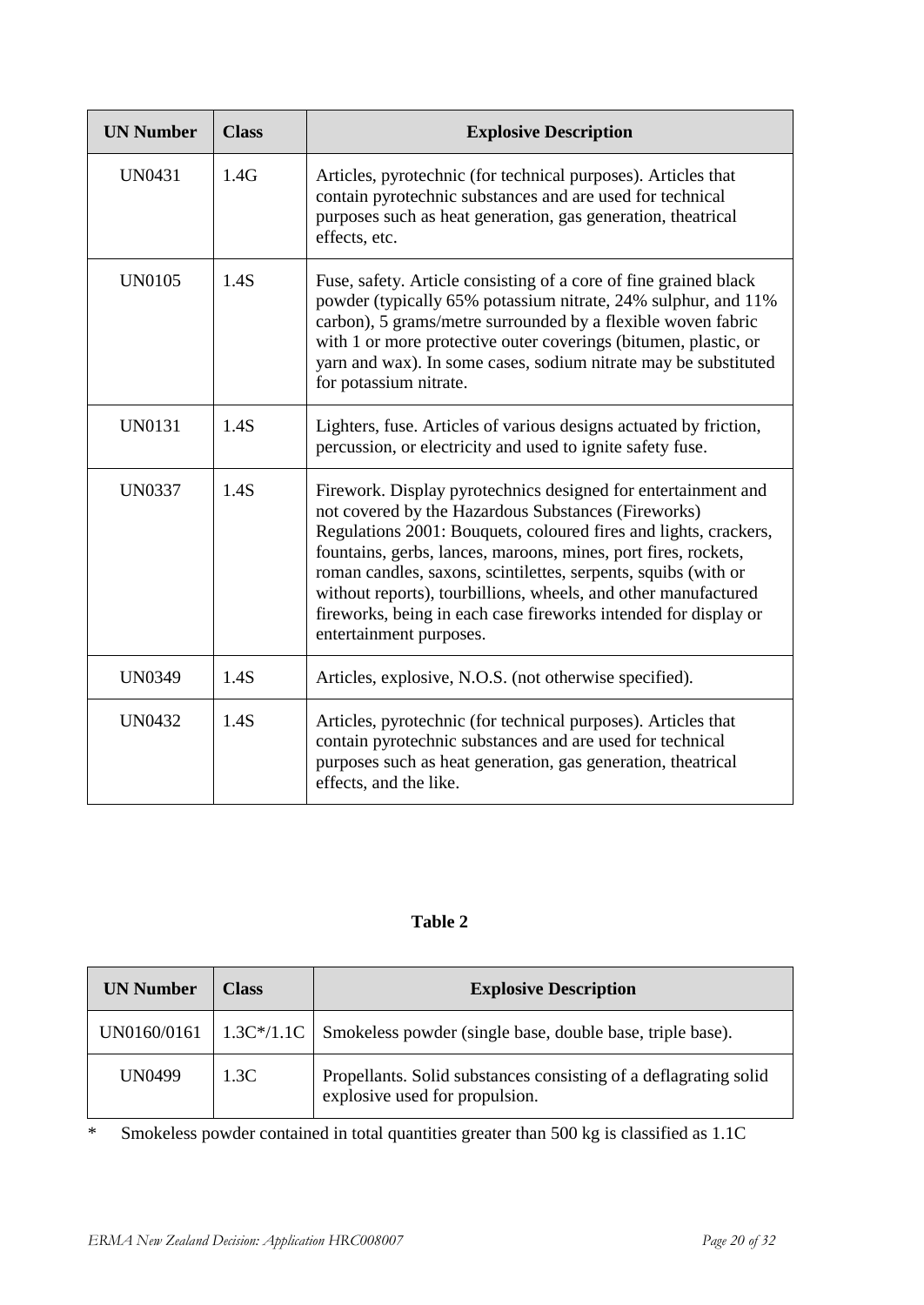| UN Number | Class | Explosive Description |
|---|---|---|
| UN0431 | 1.4G | Articles, pyrotechnic (for technical purposes). Articles that contain pyrotechnic substances and are used for technical purposes such as heat generation, gas generation, theatrical effects, etc. |
| UN0105 | 1.4S | Fuse, safety. Article consisting of a core of fine grained black powder (typically 65% potassium nitrate, 24% sulphur, and 11% carbon), 5 grams/metre surrounded by a flexible woven fabric with 1 or more protective outer coverings (bitumen, plastic, or yarn and wax). In some cases, sodium nitrate may be substituted for potassium nitrate. |
| UN0131 | 1.4S | Lighters, fuse. Articles of various designs actuated by friction, percussion, or electricity and used to ignite safety fuse. |
| UN0337 | 1.4S | Firework. Display pyrotechnics designed for entertainment and not covered by the Hazardous Substances (Fireworks) Regulations 2001: Bouquets, coloured fires and lights, crackers, fountains, gerbs, lances, maroons, mines, port fires, rockets, roman candles, saxons, scintilettes, serpents, squibs (with or without reports), tourbillions, wheels, and other manufactured fireworks, being in each case fireworks intended for display or entertainment purposes. |
| UN0349 | 1.4S | Articles, explosive, N.O.S. (not otherwise specified). |
| UN0432 | 1.4S | Articles, pyrotechnic (for technical purposes). Articles that contain pyrotechnic substances and are used for technical purposes such as heat generation, gas generation, theatrical effects, and the like. |

**Table 2**

| UN Number | Class | Explosive Description |
|---|---|---|
| UN0160/0161 | 1.3C*/1.1C | Smokeless powder (single base, double base, triple base). |
| UN0499 | 1.3C | Propellants. Solid substances consisting of a deflagrating solid explosive used for propulsion. |

\* Smokeless powder contained in total quantities greater than 500 kg is classified as 1.1C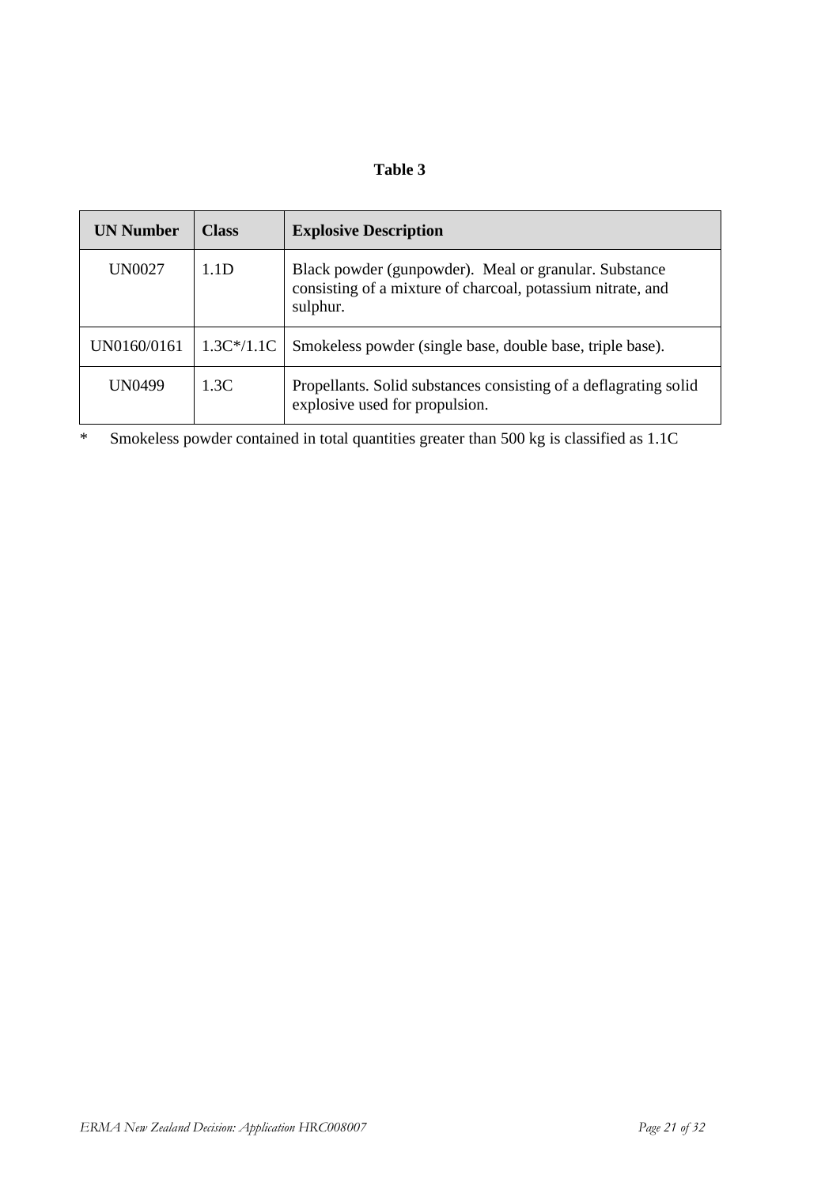**Table 3**

| UN Number | Class | Explosive Description |
|---|---|---|
| UN0027 | 1.1D | Black powder (gunpowder). Meal or granular. Substance consisting of a mixture of charcoal, potassium nitrate, and sulphur. |
| UN0160/0161 | 1.3C*/1.1C | Smokeless powder (single base, double base, triple base). |
| UN0499 | 1.3C | Propellants. Solid substances consisting of a deflagrating solid explosive used for propulsion. |

* Smokeless powder contained in total quantities greater than 500 kg is classified as 1.1C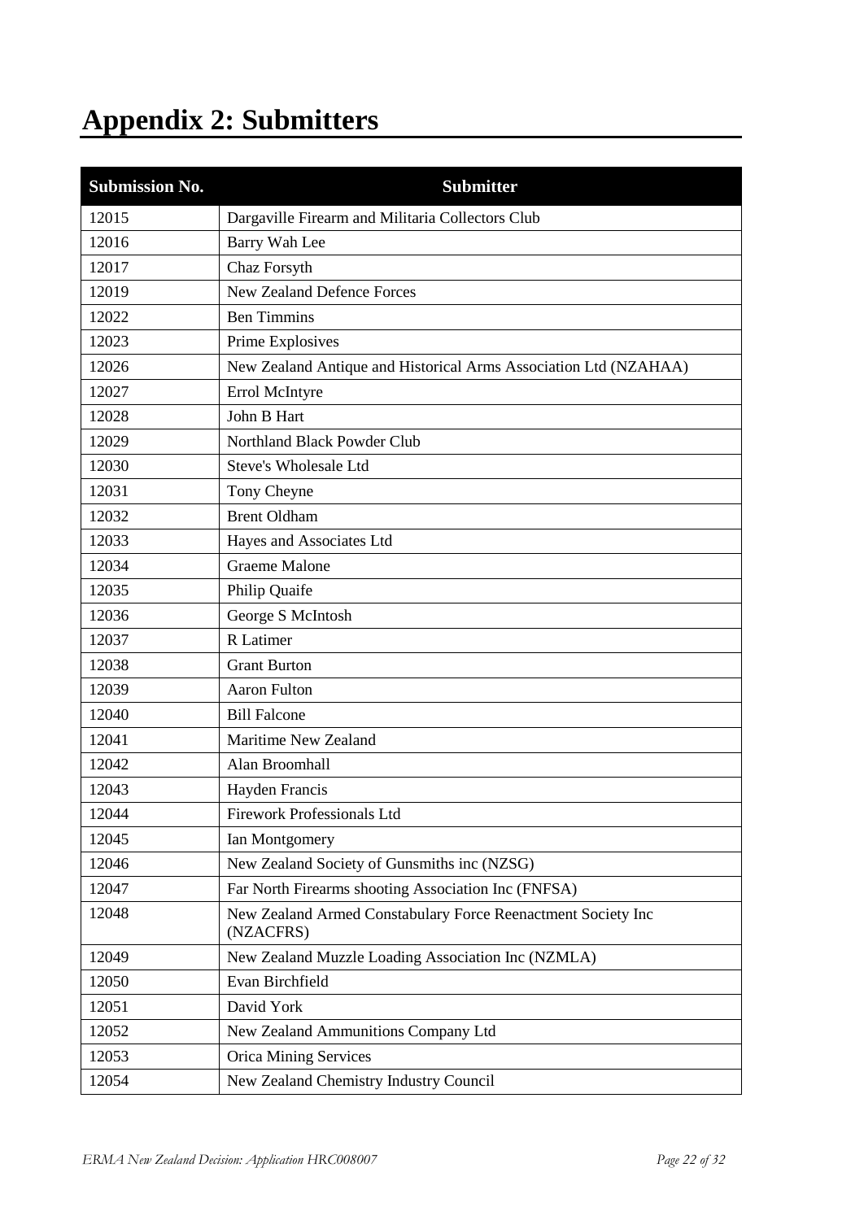# Appendix 2: Submitters

| Submission No. | Submitter |
|---|---|
| 12015 | Dargaville Firearm and Militaria Collectors Club |
| 12016 | Barry Wah Lee |
| 12017 | Chaz Forsyth |
| 12019 | New Zealand Defence Forces |
| 12022 | Ben Timmins |
| 12023 | Prime Explosives |
| 12026 | New Zealand Antique and Historical Arms Association Ltd (NZAHAA) |
| 12027 | Errol McIntyre |
| 12028 | John B Hart |
| 12029 | Northland Black Powder Club |
| 12030 | Steve's Wholesale Ltd |
| 12031 | Tony Cheyne |
| 12032 | Brent Oldham |
| 12033 | Hayes and Associates Ltd |
| 12034 | Graeme Malone |
| 12035 | Philip Quaife |
| 12036 | George S McIntosh |
| 12037 | R Latimer |
| 12038 | Grant Burton |
| 12039 | Aaron Fulton |
| 12040 | Bill Falcone |
| 12041 | Maritime New Zealand |
| 12042 | Alan Broomhall |
| 12043 | Hayden Francis |
| 12044 | Firework Professionals Ltd |
| 12045 | Ian Montgomery |
| 12046 | New Zealand Society of Gunsmiths inc (NZSG) |
| 12047 | Far North Firearms shooting Association Inc (FNFSA) |
| 12048 | New Zealand Armed Constabulary Force Reenactment Society Inc (NZACFRS) |
| 12049 | New Zealand Muzzle Loading Association Inc (NZMLA) |
| 12050 | Evan Birchfield |
| 12051 | David York |
| 12052 | New Zealand Ammunitions Company Ltd |
| 12053 | Orica Mining Services |
| 12054 | New Zealand Chemistry Industry Council |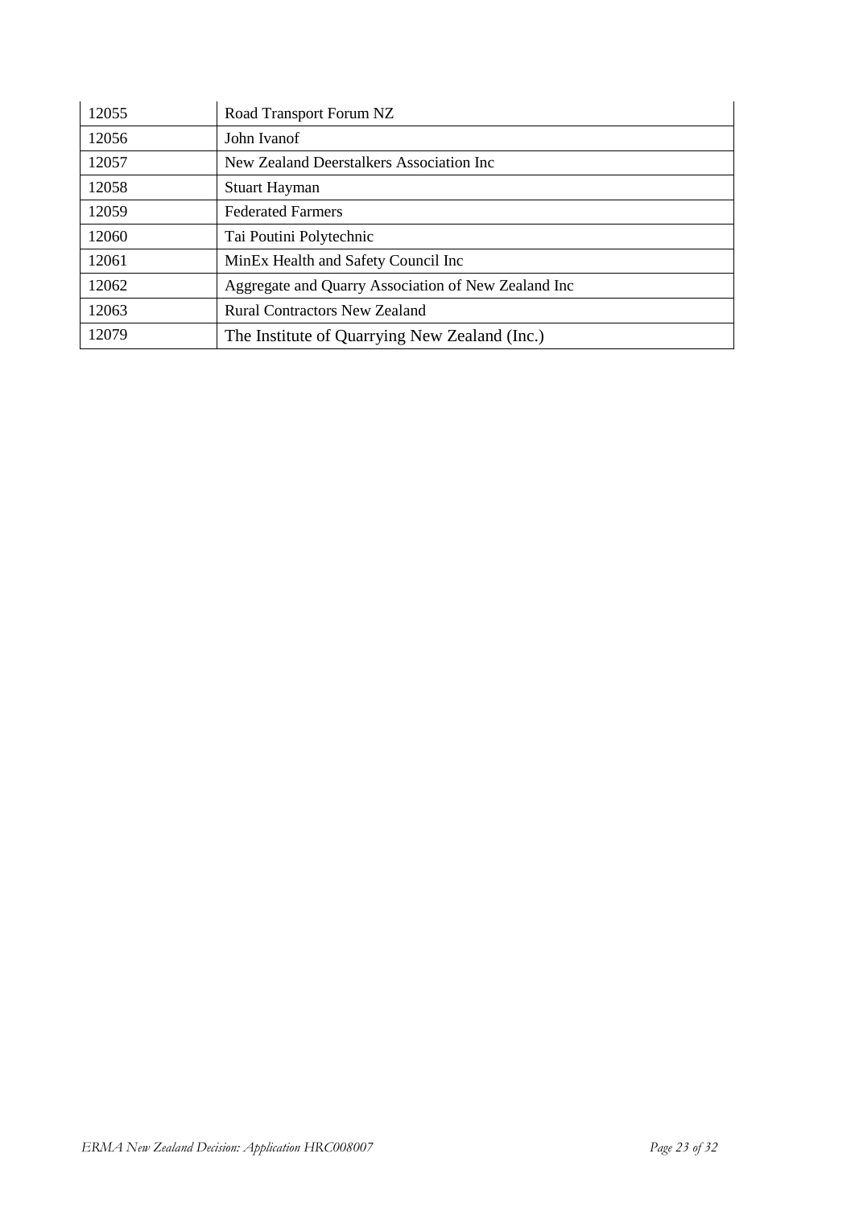| | |
|---|---|
| 12055 | Road Transport Forum NZ |
| 12056 | John Ivanof |
| 12057 | New Zealand Deerstalkers Association Inc |
| 12058 | Stuart Hayman |
| 12059 | Federated Farmers |
| 12060 | Tai Poutini Polytechnic |
| 12061 | MinEx Health and Safety Council Inc |
| 12062 | Aggregate and Quarry Association of New Zealand Inc |
| 12063 | Rural Contractors New Zealand |
| 12079 | The Institute of Quarrying New Zealand (Inc.) |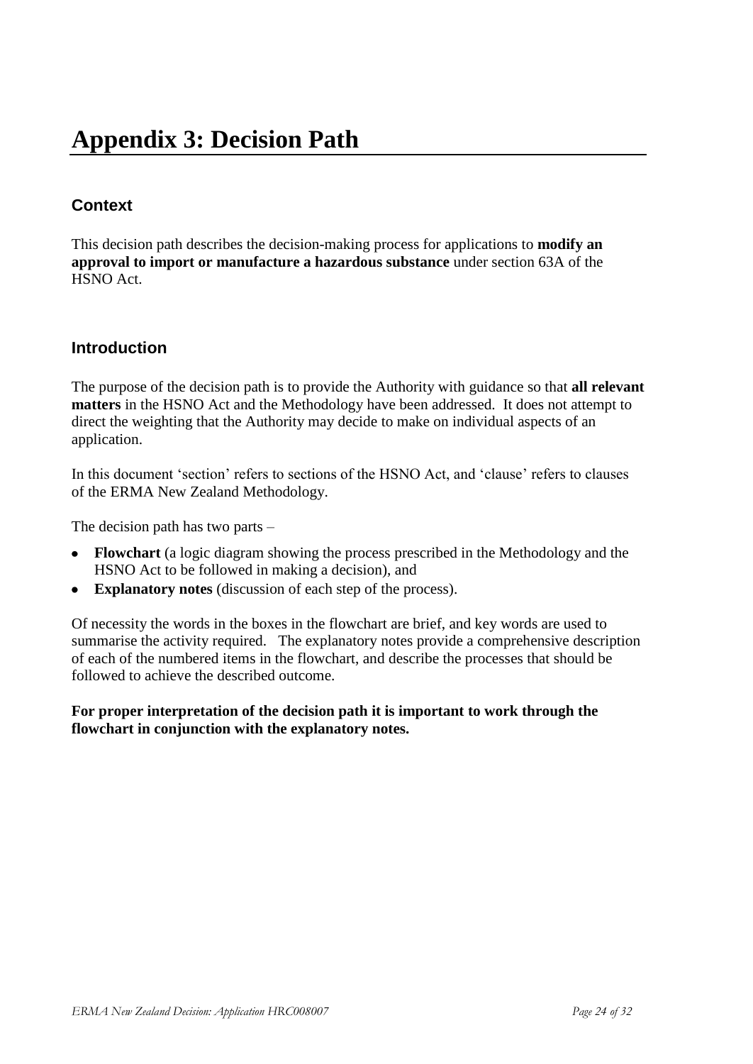# Appendix 3: Decision Path

## Context

This decision path describes the decision-making process for applications to **modify an approval to import or manufacture a hazardous substance** under section 63A of the HSNO Act.

## Introduction

The purpose of the decision path is to provide the Authority with guidance so that **all relevant matters** in the HSNO Act and the Methodology have been addressed. It does not attempt to direct the weighting that the Authority may decide to make on individual aspects of an application.

In this document 'section' refers to sections of the HSNO Act, and 'clause' refers to clauses of the ERMA New Zealand Methodology.

The decision path has two parts –

- **Flowchart** (a logic diagram showing the process prescribed in the Methodology and the HSNO Act to be followed in making a decision), and
- **Explanatory notes** (discussion of each step of the process).

Of necessity the words in the boxes in the flowchart are brief, and key words are used to summarise the activity required. The explanatory notes provide a comprehensive description of each of the numbered items in the flowchart, and describe the processes that should be followed to achieve the described outcome.

**For proper interpretation of the decision path it is important to work through the flowchart in conjunction with the explanatory notes.**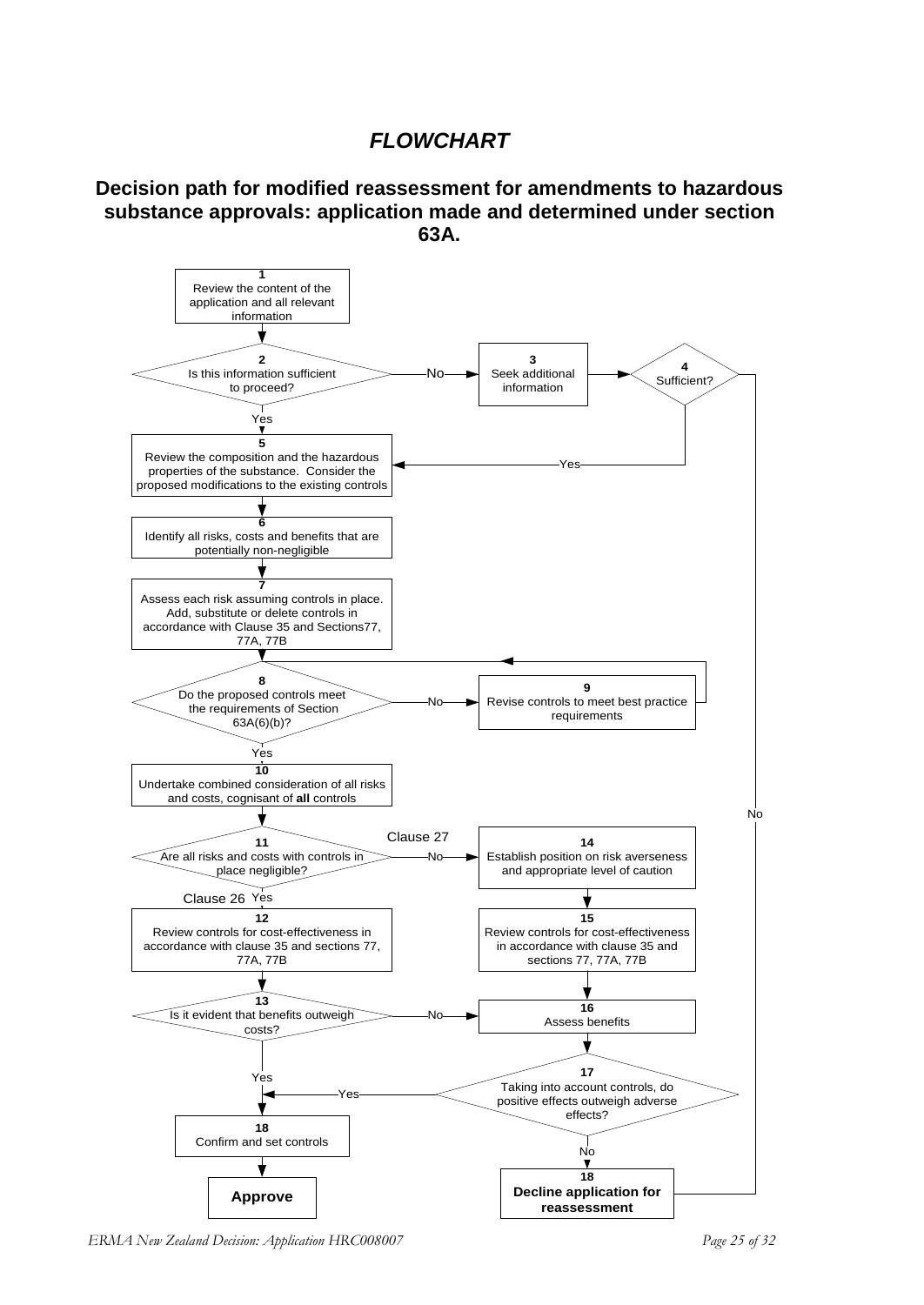# *FLOWCHART*

## Decision path for modified reassessment for amendments to hazardous substance approvals: application made and determined under section 63A.

**1** Review the content of the application and all relevant information

**2** Is this information sufficient to proceed?
- No → **3**
- Yes → **5**

**3** Seek additional information

**4** Sufficient?
- Yes → **5**
- No → **18** Decline application for reassessment

**5** Review the composition and the hazardous properties of the substance. Consider the proposed modifications to the existing controls

**6** Identify all risks, costs and benefits that are potentially non-negligible

**7** Assess each risk assuming controls in place. Add, substitute or delete controls in accordance with Clause 35 and Sections77, 77A, 77B

**8** Do the proposed controls meet the requirements of Section 63A(6)(b)?
- No → **9**
- Yes → **10**

**9** Revise controls to meet best practice requirements (→ returns to **8**)

**10** Undertake combined consideration of all risks and costs, cognisant of **all** controls

**11** Are all risks and costs with controls in place negligible?
- Clause 26 Yes → **12**
- Clause 27 No → **14**

**12** Review controls for cost-effectiveness in accordance with clause 35 and sections 77, 77A, 77B

**13** Is it evident that benefits outweigh costs?
- Yes → **18** Confirm and set controls
- No → **16**

**14** Establish position on risk averseness and appropriate level of caution

**15** Review controls for cost-effectiveness in accordance with clause 35 and sections 77, 77A, 77B

**16** Assess benefits

**17** Taking into account controls, do positive effects outweigh adverse effects?
- Yes → **18** Confirm and set controls
- No → **18** Decline application for reassessment

**18** Confirm and set controls → **Approve**

**18** **Decline application for reassessment**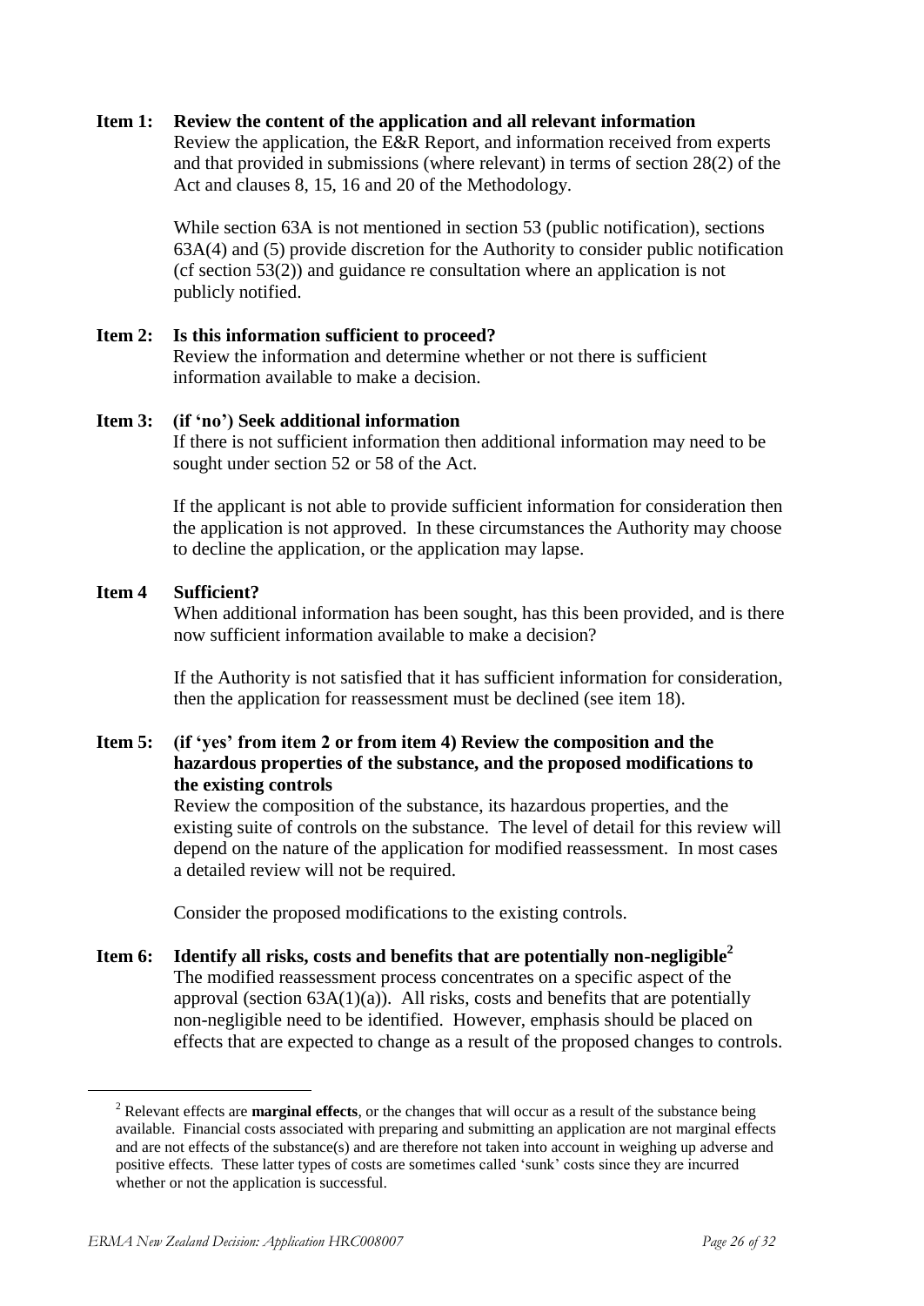**Item 1: Review the content of the application and all relevant information**

Review the application, the E&R Report, and information received from experts and that provided in submissions (where relevant) in terms of section 28(2) of the Act and clauses 8, 15, 16 and 20 of the Methodology.

While section 63A is not mentioned in section 53 (public notification), sections 63A(4) and (5) provide discretion for the Authority to consider public notification (cf section 53(2)) and guidance re consultation where an application is not publicly notified.

**Item 2: Is this information sufficient to proceed?**

Review the information and determine whether or not there is sufficient information available to make a decision.

**Item 3: (if 'no') Seek additional information**

If there is not sufficient information then additional information may need to be sought under section 52 or 58 of the Act.

If the applicant is not able to provide sufficient information for consideration then the application is not approved. In these circumstances the Authority may choose to decline the application, or the application may lapse.

**Item 4 Sufficient?**

When additional information has been sought, has this been provided, and is there now sufficient information available to make a decision?

If the Authority is not satisfied that it has sufficient information for consideration, then the application for reassessment must be declined (see item 18).

**Item 5: (if 'yes' from item 2 or from item 4) Review the composition and the hazardous properties of the substance, and the proposed modifications to the existing controls**

Review the composition of the substance, its hazardous properties, and the existing suite of controls on the substance. The level of detail for this review will depend on the nature of the application for modified reassessment. In most cases a detailed review will not be required.

Consider the proposed modifications to the existing controls.

**Item 6: Identify all risks, costs and benefits that are potentially non-negligible[2]**

The modified reassessment process concentrates on a specific aspect of the approval (section 63A(1)(a)). All risks, costs and benefits that are potentially non-negligible need to be identified. However, emphasis should be placed on effects that are expected to change as a result of the proposed changes to controls.

---

[2] Relevant effects are **marginal effects**, or the changes that will occur as a result of the substance being available. Financial costs associated with preparing and submitting an application are not marginal effects and are not effects of the substance(s) and are therefore not taken into account in weighing up adverse and positive effects. These latter types of costs are sometimes called 'sunk' costs since they are incurred whether or not the application is successful.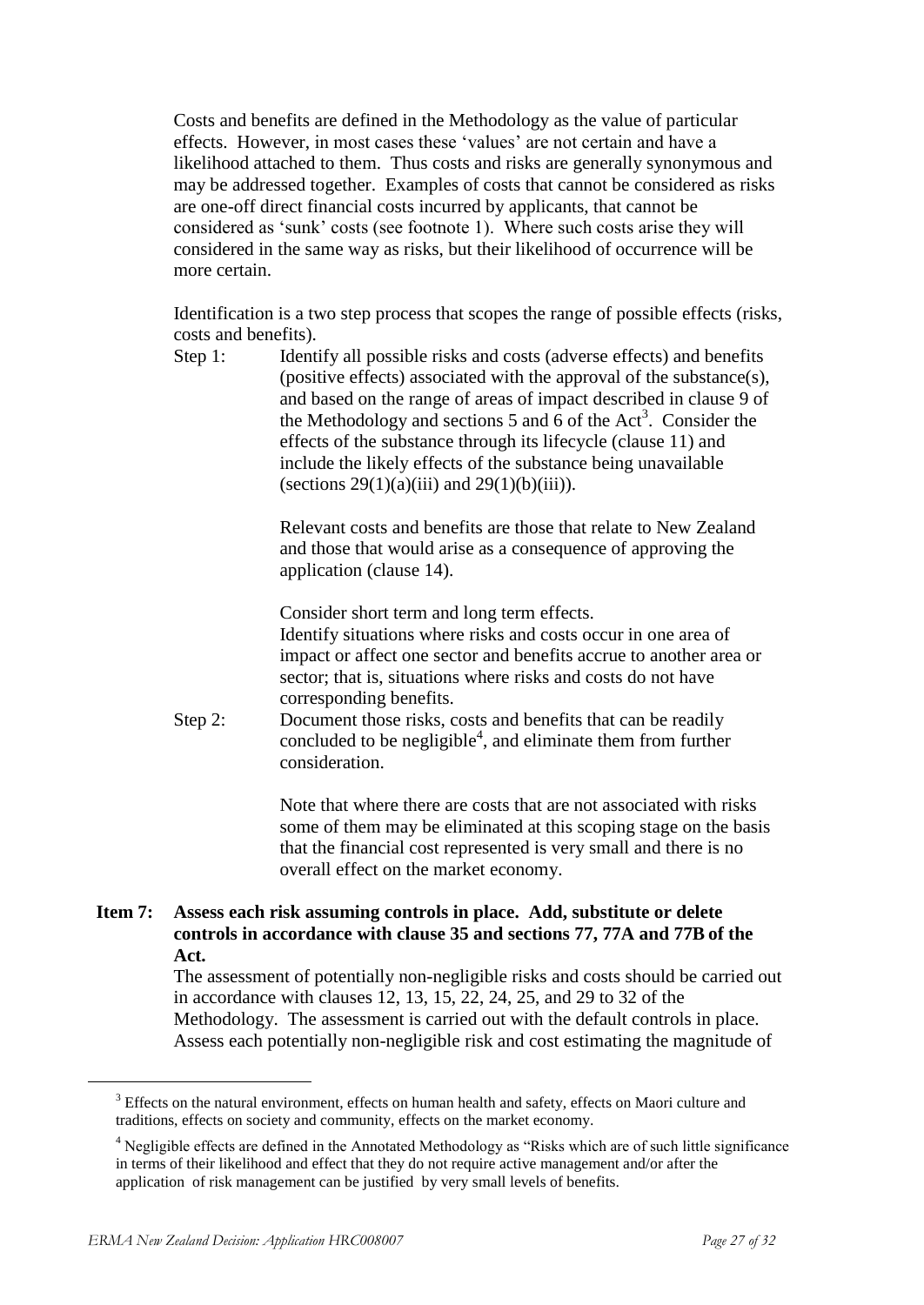Costs and benefits are defined in the Methodology as the value of particular effects. However, in most cases these 'values' are not certain and have a likelihood attached to them. Thus costs and risks are generally synonymous and may be addressed together. Examples of costs that cannot be considered as risks are one-off direct financial costs incurred by applicants, that cannot be considered as 'sunk' costs (see footnote 1). Where such costs arise they will considered in the same way as risks, but their likelihood of occurrence will be more certain.

Identification is a two step process that scopes the range of possible effects (risks, costs and benefits).

Step 1: Identify all possible risks and costs (adverse effects) and benefits (positive effects) associated with the approval of the substance(s), and based on the range of areas of impact described in clause 9 of the Methodology and sections 5 and 6 of the Act[3]. Consider the effects of the substance through its lifecycle (clause 11) and include the likely effects of the substance being unavailable (sections 29(1)(a)(iii) and 29(1)(b)(iii)).

Relevant costs and benefits are those that relate to New Zealand and those that would arise as a consequence of approving the application (clause 14).

Consider short term and long term effects.
Identify situations where risks and costs occur in one area of impact or affect one sector and benefits accrue to another area or sector; that is, situations where risks and costs do not have corresponding benefits.

Step 2: Document those risks, costs and benefits that can be readily concluded to be negligible[4], and eliminate them from further consideration.

Note that where there are costs that are not associated with risks some of them may be eliminated at this scoping stage on the basis that the financial cost represented is very small and there is no overall effect on the market economy.

**Item 7: Assess each risk assuming controls in place. Add, substitute or delete controls in accordance with clause 35 and sections 77, 77A and 77B of the Act.**

The assessment of potentially non-negligible risks and costs should be carried out in accordance with clauses 12, 13, 15, 22, 24, 25, and 29 to 32 of the Methodology. The assessment is carried out with the default controls in place. Assess each potentially non-negligible risk and cost estimating the magnitude of

---

[3] Effects on the natural environment, effects on human health and safety, effects on Maori culture and traditions, effects on society and community, effects on the market economy.

[4] Negligible effects are defined in the Annotated Methodology as "Risks which are of such little significance in terms of their likelihood and effect that they do not require active management and/or after the application of risk management can be justified by very small levels of benefits.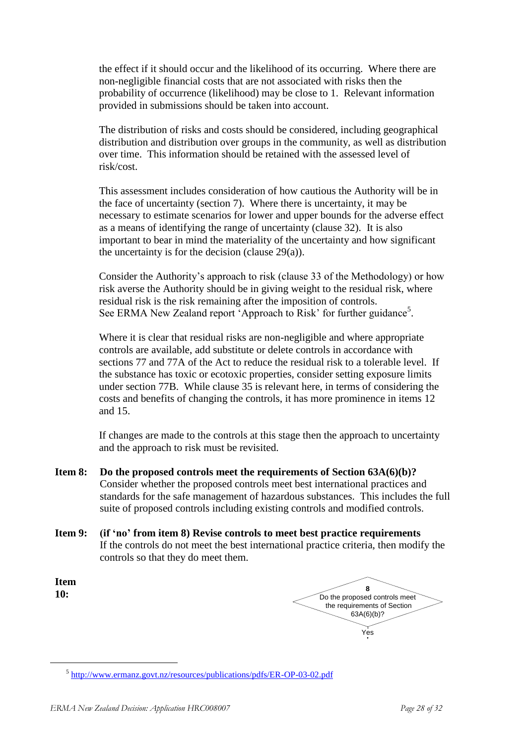the effect if it should occur and the likelihood of its occurring. Where there are non-negligible financial costs that are not associated with risks then the probability of occurrence (likelihood) may be close to 1. Relevant information provided in submissions should be taken into account.

The distribution of risks and costs should be considered, including geographical distribution and distribution over groups in the community, as well as distribution over time. This information should be retained with the assessed level of risk/cost.

This assessment includes consideration of how cautious the Authority will be in the face of uncertainty (section 7). Where there is uncertainty, it may be necessary to estimate scenarios for lower and upper bounds for the adverse effect as a means of identifying the range of uncertainty (clause 32). It is also important to bear in mind the materiality of the uncertainty and how significant the uncertainty is for the decision (clause 29(a)).

Consider the Authority's approach to risk (clause 33 of the Methodology) or how risk averse the Authority should be in giving weight to the residual risk, where residual risk is the risk remaining after the imposition of controls. See ERMA New Zealand report 'Approach to Risk' for further guidance[5].

Where it is clear that residual risks are non-negligible and where appropriate controls are available, add substitute or delete controls in accordance with sections 77 and 77A of the Act to reduce the residual risk to a tolerable level. If the substance has toxic or ecotoxic properties, consider setting exposure limits under section 77B. While clause 35 is relevant here, in terms of considering the costs and benefits of changing the controls, it has more prominence in items 12 and 15.

If changes are made to the controls at this stage then the approach to uncertainty and the approach to risk must be revisited.

**Item 8: Do the proposed controls meet the requirements of Section 63A(6)(b)?**
Consider whether the proposed controls meet best international practices and standards for the safe management of hazardous substances. This includes the full suite of proposed controls including existing controls and modified controls.

**Item 9: (if 'no' from item 8) Revise controls to meet best practice requirements**
If the controls do not meet the best international practice criteria, then modify the controls so that they do meet them.

**Item 10:**

8
Do the proposed controls meet the requirements of Section 63A(6)(b)?
Yes

[5] http://www.ermanz.govt.nz/resources/publications/pdfs/ER-OP-03-02.pdf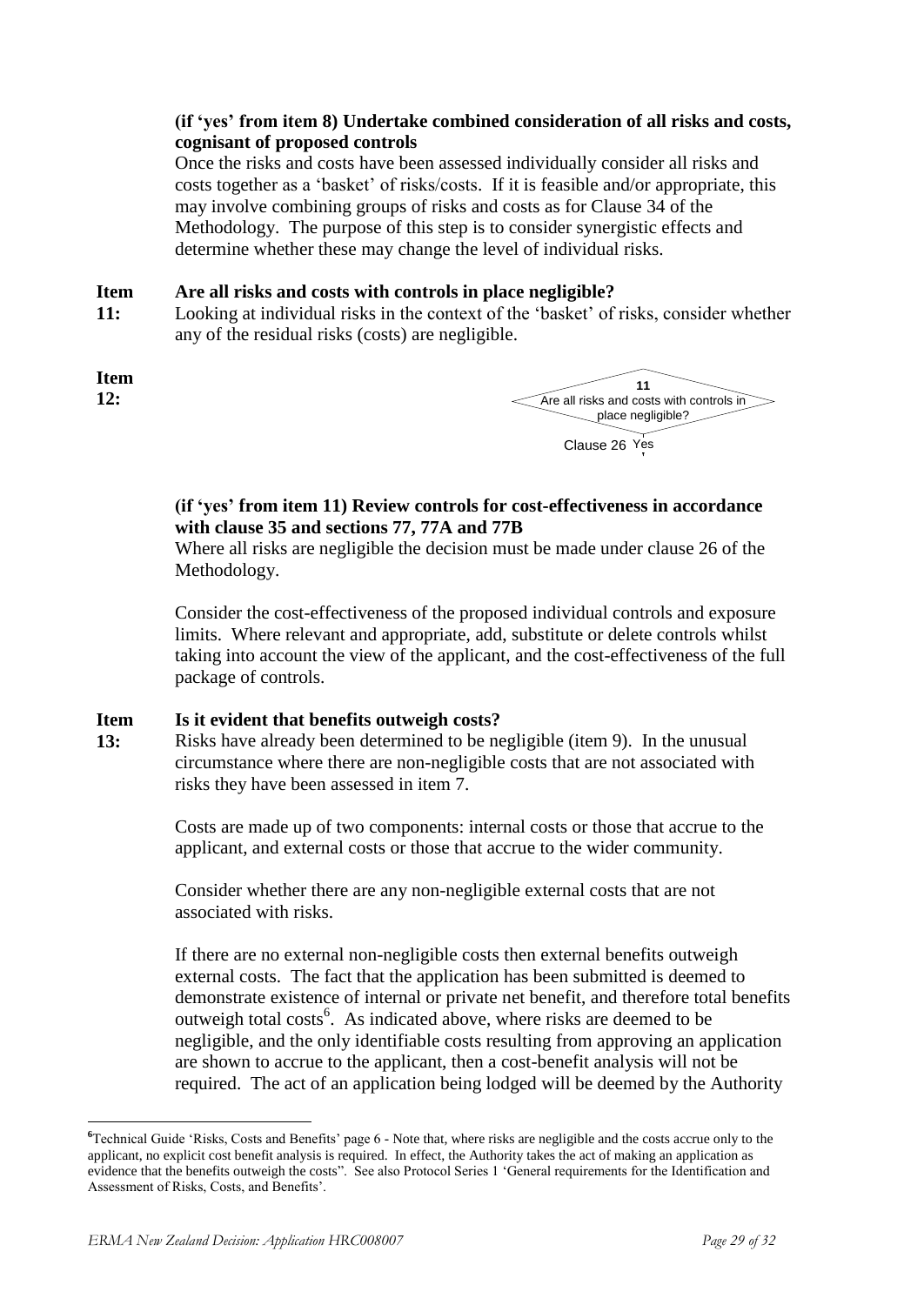**(if 'yes' from item 8) Undertake combined consideration of all risks and costs, cognisant of proposed controls**

Once the risks and costs have been assessed individually consider all risks and costs together as a 'basket' of risks/costs. If it is feasible and/or appropriate, this may involve combining groups of risks and costs as for Clause 34 of the Methodology. The purpose of this step is to consider synergistic effects and determine whether these may change the level of individual risks.

**Item 11: Are all risks and costs with controls in place negligible?**

Looking at individual risks in the context of the 'basket' of risks, consider whether any of the residual risks (costs) are negligible.

**Item 12:**

11
Are all risks and costs with controls in place negligible?
Clause 26 Yes

**(if 'yes' from item 11) Review controls for cost-effectiveness in accordance with clause 35 and sections 77, 77A and 77B**

Where all risks are negligible the decision must be made under clause 26 of the Methodology.

Consider the cost-effectiveness of the proposed individual controls and exposure limits. Where relevant and appropriate, add, substitute or delete controls whilst taking into account the view of the applicant, and the cost-effectiveness of the full package of controls.

**Item 13: Is it evident that benefits outweigh costs?**

Risks have already been determined to be negligible (item 9). In the unusual circumstance where there are non-negligible costs that are not associated with risks they have been assessed in item 7.

Costs are made up of two components: internal costs or those that accrue to the applicant, and external costs or those that accrue to the wider community.

Consider whether there are any non-negligible external costs that are not associated with risks.

If there are no external non-negligible costs then external benefits outweigh external costs. The fact that the application has been submitted is deemed to demonstrate existence of internal or private net benefit, and therefore total benefits outweigh total costs[6]. As indicated above, where risks are deemed to be negligible, and the only identifiable costs resulting from approving an application are shown to accrue to the applicant, then a cost-benefit analysis will not be required. The act of an application being lodged will be deemed by the Authority

---

[6] Technical Guide 'Risks, Costs and Benefits' page 6 - Note that, where risks are negligible and the costs accrue only to the applicant, no explicit cost benefit analysis is required. In effect, the Authority takes the act of making an application as evidence that the benefits outweigh the costs". See also Protocol Series 1 'General requirements for the Identification and Assessment of Risks, Costs, and Benefits'.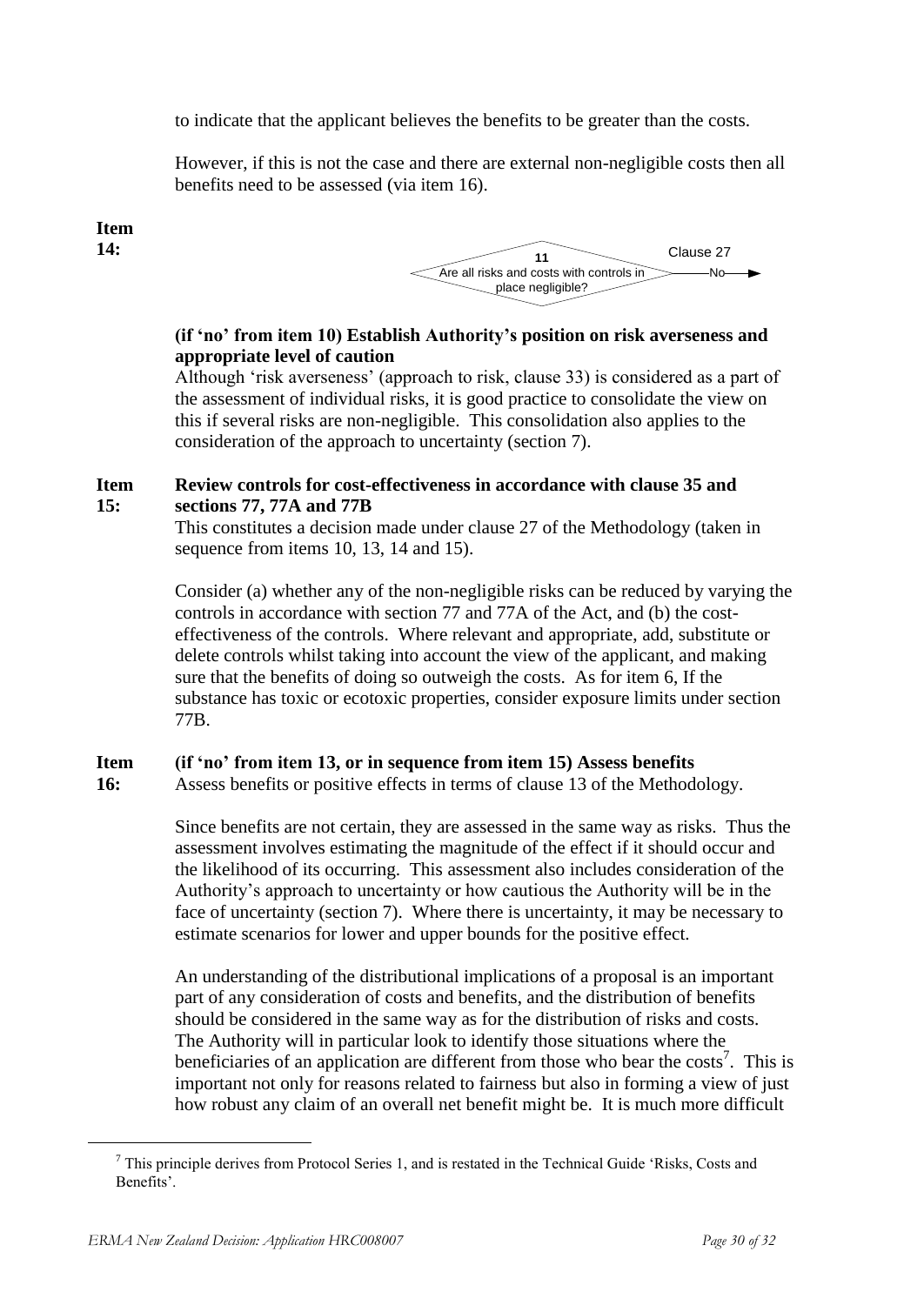to indicate that the applicant believes the benefits to be greater than the costs.

However, if this is not the case and there are external non-negligible costs then all benefits need to be assessed (via item 16).

**Item 14:**

11
Are all risks and costs with controls in place negligible?
Clause 27
No

**(if 'no' from item 10) Establish Authority's position on risk averseness and appropriate level of caution**

Although 'risk averseness' (approach to risk, clause 33) is considered as a part of the assessment of individual risks, it is good practice to consolidate the view on this if several risks are non-negligible. This consolidation also applies to the consideration of the approach to uncertainty (section 7).

**Item 15:** **Review controls for cost-effectiveness in accordance with clause 35 and sections 77, 77A and 77B**

This constitutes a decision made under clause 27 of the Methodology (taken in sequence from items 10, 13, 14 and 15).

Consider (a) whether any of the non-negligible risks can be reduced by varying the controls in accordance with section 77 and 77A of the Act, and (b) the cost-effectiveness of the controls. Where relevant and appropriate, add, substitute or delete controls whilst taking into account the view of the applicant, and making sure that the benefits of doing so outweigh the costs. As for item 6, If the substance has toxic or ecotoxic properties, consider exposure limits under section 77B.

**Item 16:** **(if 'no' from item 13, or in sequence from item 15) Assess benefits**

Assess benefits or positive effects in terms of clause 13 of the Methodology.

Since benefits are not certain, they are assessed in the same way as risks. Thus the assessment involves estimating the magnitude of the effect if it should occur and the likelihood of its occurring. This assessment also includes consideration of the Authority's approach to uncertainty or how cautious the Authority will be in the face of uncertainty (section 7). Where there is uncertainty, it may be necessary to estimate scenarios for lower and upper bounds for the positive effect.

An understanding of the distributional implications of a proposal is an important part of any consideration of costs and benefits, and the distribution of benefits should be considered in the same way as for the distribution of risks and costs. The Authority will in particular look to identify those situations where the beneficiaries of an application are different from those who bear the costs[7]. This is important not only for reasons related to fairness but also in forming a view of just how robust any claim of an overall net benefit might be. It is much more difficult

[7] This principle derives from Protocol Series 1, and is restated in the Technical Guide 'Risks, Costs and Benefits'.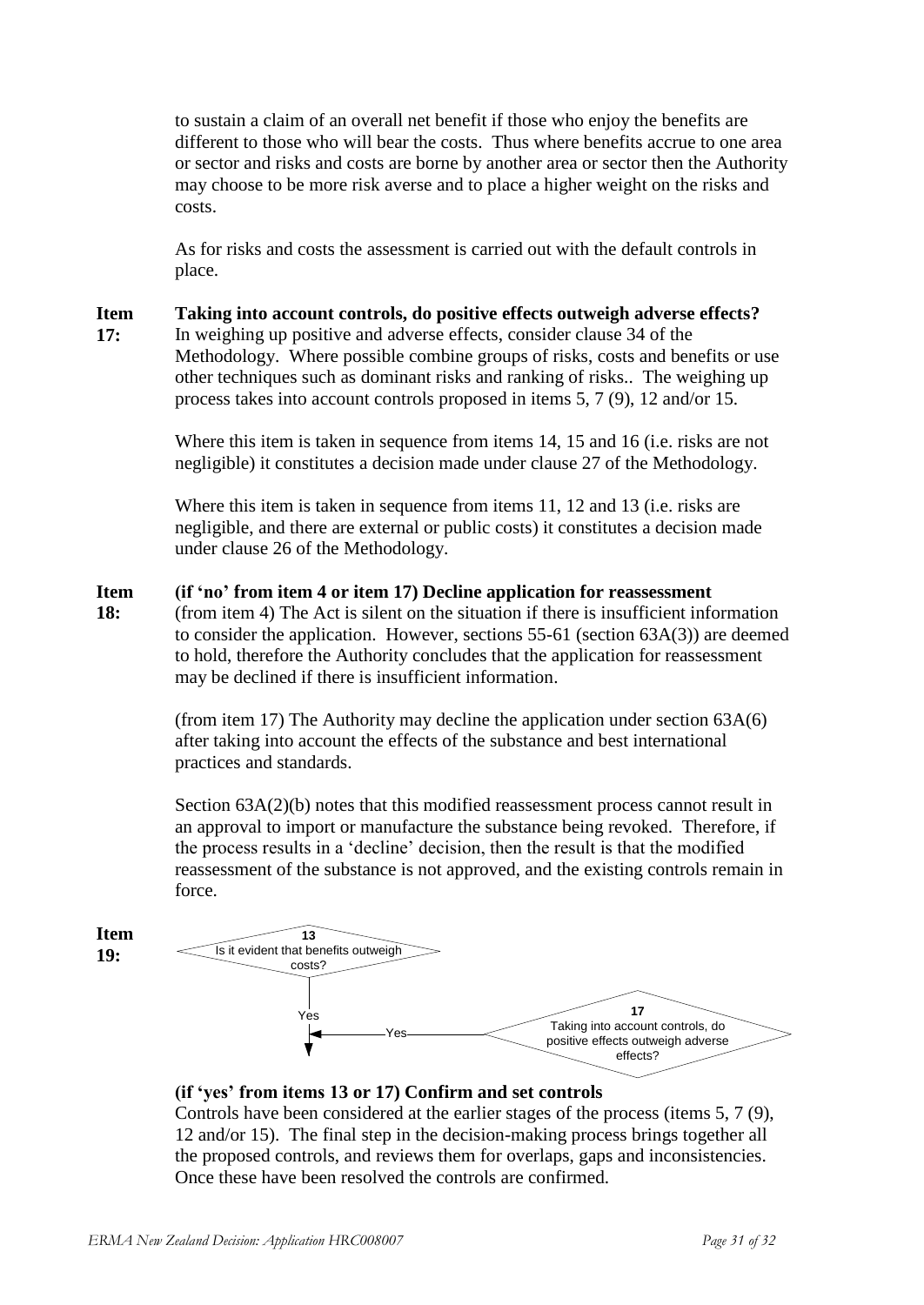to sustain a claim of an overall net benefit if those who enjoy the benefits are different to those who will bear the costs. Thus where benefits accrue to one area or sector and risks and costs are borne by another area or sector then the Authority may choose to be more risk averse and to place a higher weight on the risks and costs.

As for risks and costs the assessment is carried out with the default controls in place.

**Item 17:** **Taking into account controls, do positive effects outweigh adverse effects?**

In weighing up positive and adverse effects, consider clause 34 of the Methodology. Where possible combine groups of risks, costs and benefits or use other techniques such as dominant risks and ranking of risks.. The weighing up process takes into account controls proposed in items 5, 7 (9), 12 and/or 15.

Where this item is taken in sequence from items 14, 15 and 16 (i.e. risks are not negligible) it constitutes a decision made under clause 27 of the Methodology.

Where this item is taken in sequence from items 11, 12 and 13 (i.e. risks are negligible, and there are external or public costs) it constitutes a decision made under clause 26 of the Methodology.

**Item 18:** **(if 'no' from item 4 or item 17) Decline application for reassessment**

(from item 4) The Act is silent on the situation if there is insufficient information to consider the application. However, sections 55-61 (section 63A(3)) are deemed to hold, therefore the Authority concludes that the application for reassessment may be declined if there is insufficient information.

(from item 17) The Authority may decline the application under section 63A(6) after taking into account the effects of the substance and best international practices and standards.

Section 63A(2)(b) notes that this modified reassessment process cannot result in an approval to import or manufacture the substance being revoked. Therefore, if the process results in a 'decline' decision, then the result is that the modified reassessment of the substance is not approved, and the existing controls remain in force.

**Item 19:**

13
Is it evident that benefits outweigh costs?

Yes

17
Taking into account controls, do positive effects outweigh adverse effects?

Yes

**(if 'yes' from items 13 or 17) Confirm and set controls**

Controls have been considered at the earlier stages of the process (items 5, 7 (9), 12 and/or 15). The final step in the decision-making process brings together all the proposed controls, and reviews them for overlaps, gaps and inconsistencies. Once these have been resolved the controls are confirmed.